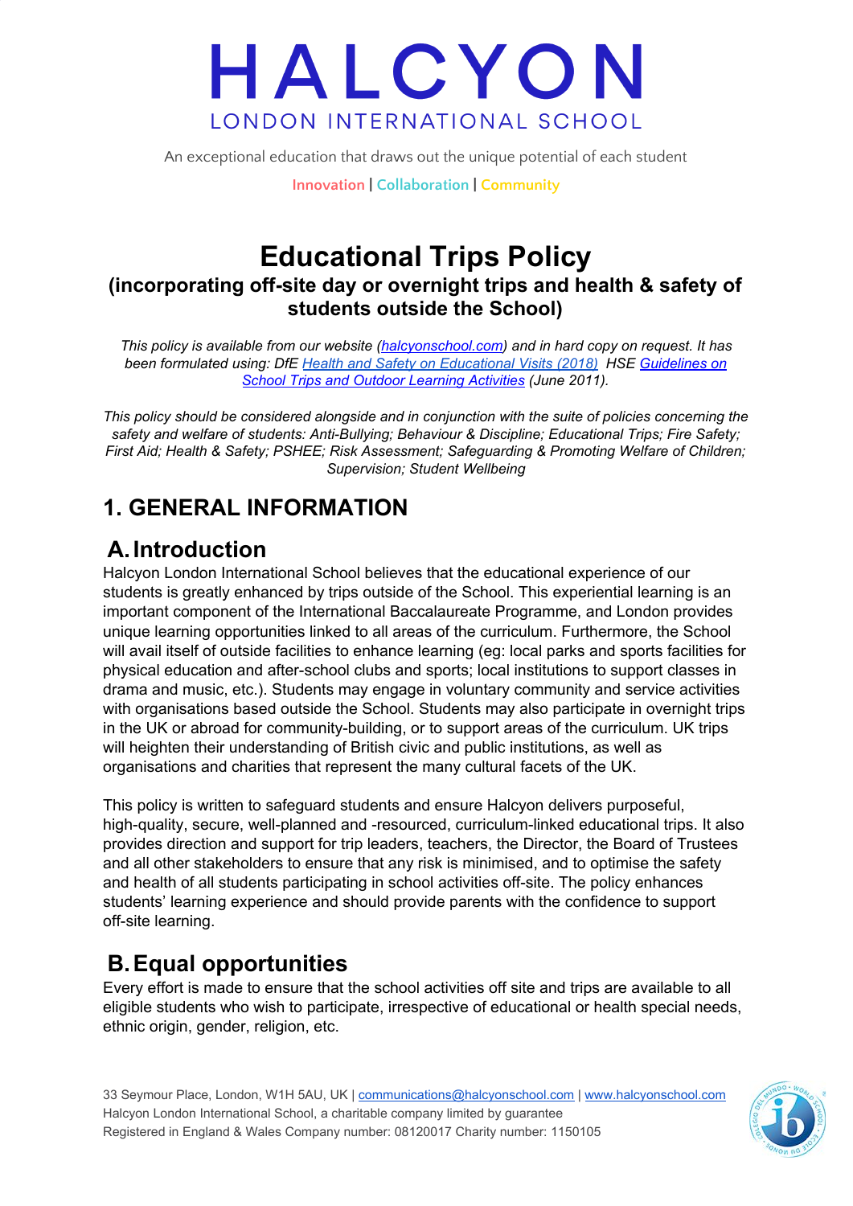# HALCYON
LONDON INTERNATIONAL SCHOOL

An exceptional education that draws out the unique potential of each student

Innovation | Collaboration | Community

# Educational Trips Policy

## (incorporating off-site day or overnight trips and health & safety of students outside the School)

*This policy is available from our website (halcyonschool.com) and in hard copy on request. It has been formulated using: DfE Health and Safety on Educational Visits (2018) HSE Guidelines on School Trips and Outdoor Learning Activities (June 2011).*

*This policy should be considered alongside and in conjunction with the suite of policies concerning the safety and welfare of students: Anti-Bullying; Behaviour & Discipline; Educational Trips; Fire Safety; First Aid; Health & Safety; PSHEE; Risk Assessment; Safeguarding & Promoting Welfare of Children; Supervision; Student Wellbeing*

# 1. GENERAL INFORMATION

## A. Introduction

Halcyon London International School believes that the educational experience of our students is greatly enhanced by trips outside of the School. This experiential learning is an important component of the International Baccalaureate Programme, and London provides unique learning opportunities linked to all areas of the curriculum. Furthermore, the School will avail itself of outside facilities to enhance learning (eg: local parks and sports facilities for physical education and after-school clubs and sports; local institutions to support classes in drama and music, etc.). Students may engage in voluntary community and service activities with organisations based outside the School. Students may also participate in overnight trips in the UK or abroad for community-building, or to support areas of the curriculum. UK trips will heighten their understanding of British civic and public institutions, as well as organisations and charities that represent the many cultural facets of the UK.

This policy is written to safeguard students and ensure Halcyon delivers purposeful, high-quality, secure, well-planned and -resourced, curriculum-linked educational trips. It also provides direction and support for trip leaders, teachers, the Director, the Board of Trustees and all other stakeholders to ensure that any risk is minimised, and to optimise the safety and health of all students participating in school activities off-site. The policy enhances students' learning experience and should provide parents with the confidence to support off-site learning.

## B. Equal opportunities

Every effort is made to ensure that the school activities off site and trips are available to all eligible students who wish to participate, irrespective of educational or health special needs, ethnic origin, gender, religion, etc.

33 Seymour Place, London, W1H 5AU, UK | communications@halcyonschool.com | www.halcyonschool.com
Halcyon London International School, a charitable company limited by guarantee
Registered in England & Wales Company number: 08120017 Charity number: 1150105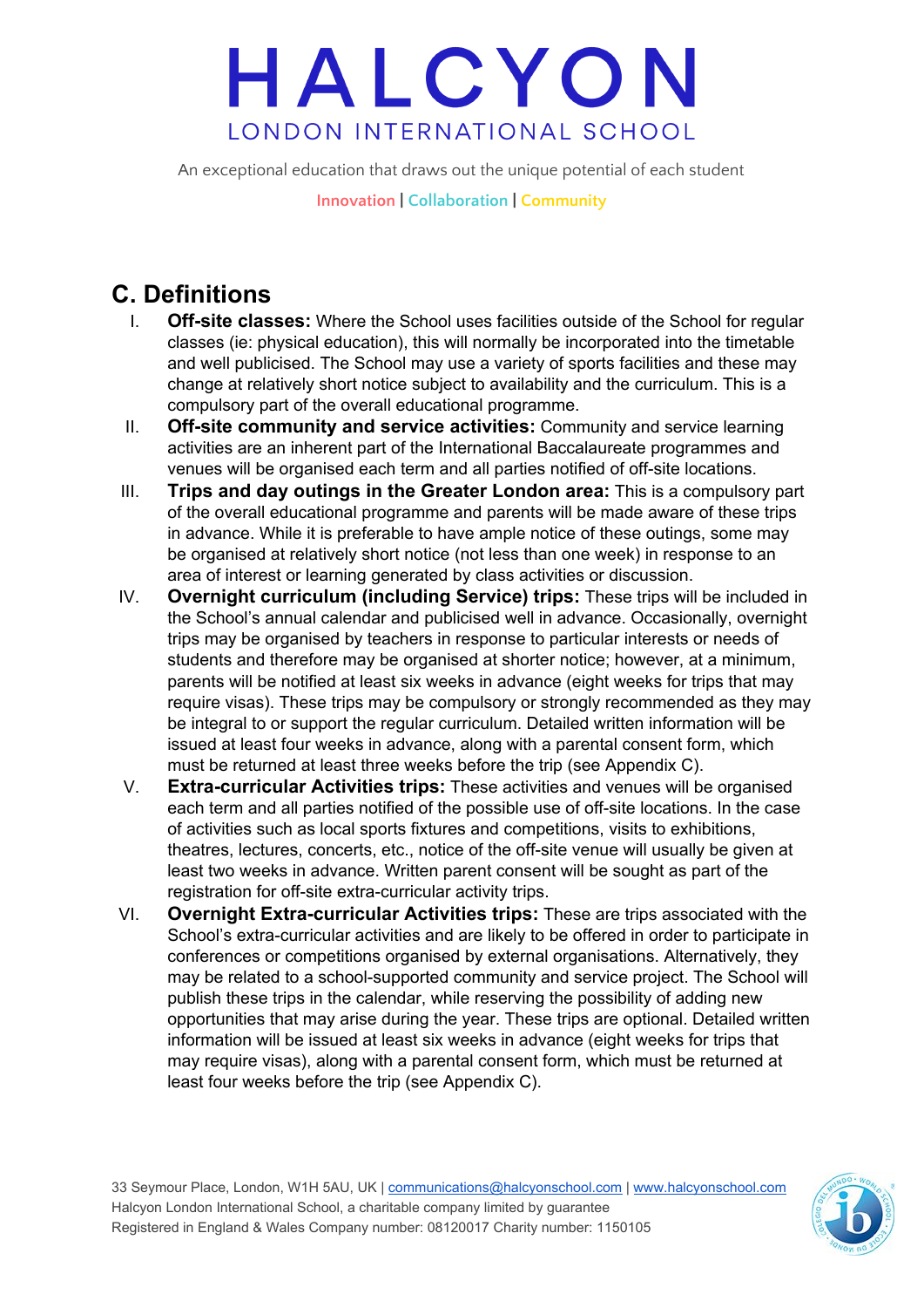## C. Definitions

I. **Off-site classes:** Where the School uses facilities outside of the School for regular classes (ie: physical education), this will normally be incorporated into the timetable and well publicised. The School may use a variety of sports facilities and these may change at relatively short notice subject to availability and the curriculum. This is a compulsory part of the overall educational programme.

II. **Off-site community and service activities:** Community and service learning activities are an inherent part of the International Baccalaureate programmes and venues will be organised each term and all parties notified of off-site locations.

III. **Trips and day outings in the Greater London area:** This is a compulsory part of the overall educational programme and parents will be made aware of these trips in advance. While it is preferable to have ample notice of these outings, some may be organised at relatively short notice (not less than one week) in response to an area of interest or learning generated by class activities or discussion.

IV. **Overnight curriculum (including Service) trips:** These trips will be included in the School's annual calendar and publicised well in advance. Occasionally, overnight trips may be organised by teachers in response to particular interests or needs of students and therefore may be organised at shorter notice; however, at a minimum, parents will be notified at least six weeks in advance (eight weeks for trips that may require visas). These trips may be compulsory or strongly recommended as they may be integral to or support the regular curriculum. Detailed written information will be issued at least four weeks in advance, along with a parental consent form, which must be returned at least three weeks before the trip (see Appendix C).

V. **Extra-curricular Activities trips:** These activities and venues will be organised each term and all parties notified of the possible use of off-site locations. In the case of activities such as local sports fixtures and competitions, visits to exhibitions, theatres, lectures, concerts, etc., notice of the off-site venue will usually be given at least two weeks in advance. Written parent consent will be sought as part of the registration for off-site extra-curricular activity trips.

VI. **Overnight Extra-curricular Activities trips:** These are trips associated with the School's extra-curricular activities and are likely to be offered in order to participate in conferences or competitions organised by external organisations. Alternatively, they may be related to a school-supported community and service project. The School will publish these trips in the calendar, while reserving the possibility of adding new opportunities that may arise during the year. These trips are optional. Detailed written information will be issued at least six weeks in advance (eight weeks for trips that may require visas), along with a parental consent form, which must be returned at least four weeks before the trip (see Appendix C).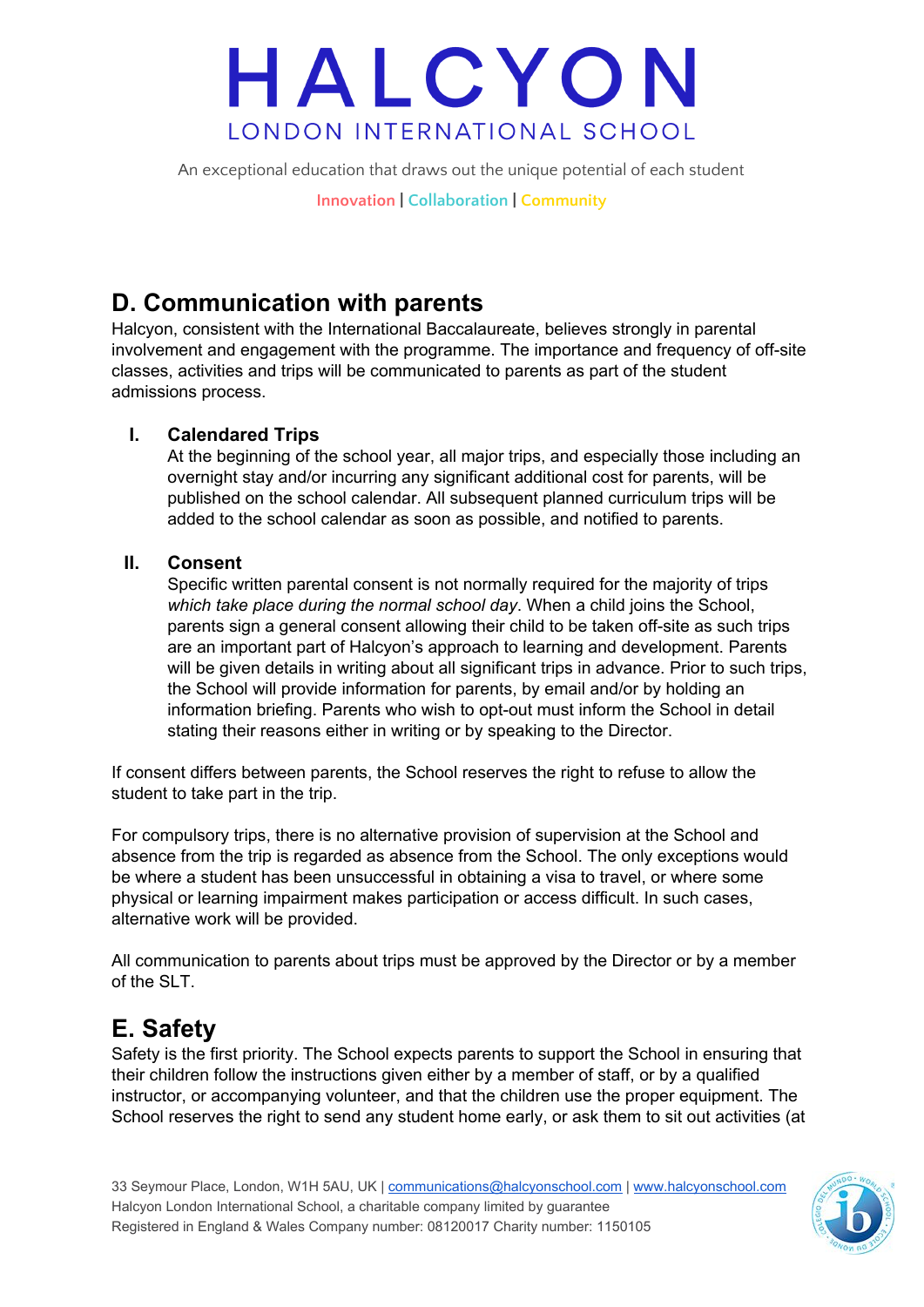## D. Communication with parents

Halcyon, consistent with the International Baccalaureate, believes strongly in parental involvement and engagement with the programme. The importance and frequency of off-site classes, activities and trips will be communicated to parents as part of the student admissions process.

### I. Calendared Trips

At the beginning of the school year, all major trips, and especially those including an overnight stay and/or incurring any significant additional cost for parents, will be published on the school calendar. All subsequent planned curriculum trips will be added to the school calendar as soon as possible, and notified to parents.

### II. Consent

Specific written parental consent is not normally required for the majority of trips *which take place during the normal school day*. When a child joins the School, parents sign a general consent allowing their child to be taken off-site as such trips are an important part of Halcyon's approach to learning and development. Parents will be given details in writing about all significant trips in advance. Prior to such trips, the School will provide information for parents, by email and/or by holding an information briefing. Parents who wish to opt-out must inform the School in detail stating their reasons either in writing or by speaking to the Director.

If consent differs between parents, the School reserves the right to refuse to allow the student to take part in the trip.

For compulsory trips, there is no alternative provision of supervision at the School and absence from the trip is regarded as absence from the School. The only exceptions would be where a student has been unsuccessful in obtaining a visa to travel, or where some physical or learning impairment makes participation or access difficult. In such cases, alternative work will be provided.

All communication to parents about trips must be approved by the Director or by a member of the SLT.

## E. Safety

Safety is the first priority. The School expects parents to support the School in ensuring that their children follow the instructions given either by a member of staff, or by a qualified instructor, or accompanying volunteer, and that the children use the proper equipment. The School reserves the right to send any student home early, or ask them to sit out activities (at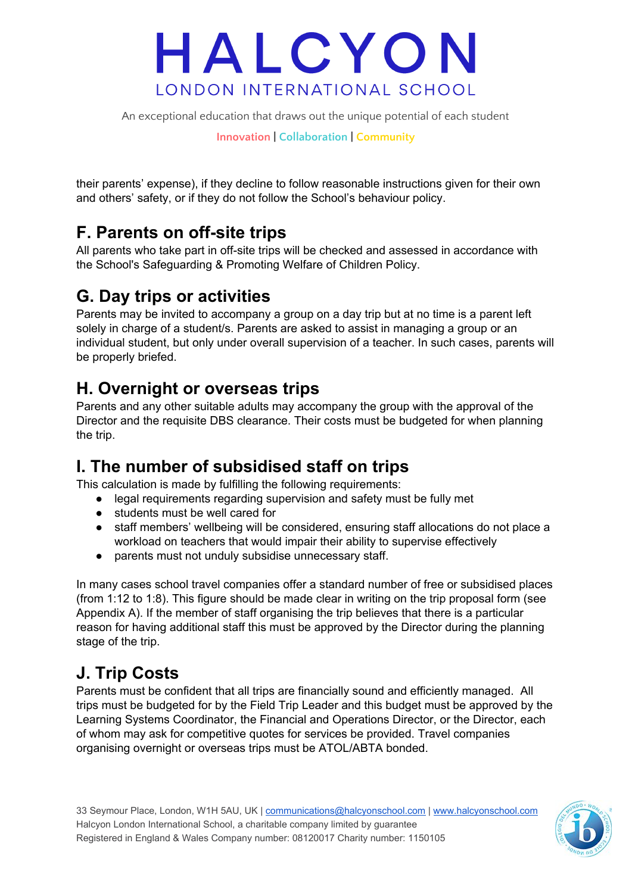their parents' expense), if they decline to follow reasonable instructions given for their own and others' safety, or if they do not follow the School's behaviour policy.

## F. Parents on off-site trips

All parents who take part in off-site trips will be checked and assessed in accordance with the School's Safeguarding & Promoting Welfare of Children Policy.

## G. Day trips or activities

Parents may be invited to accompany a group on a day trip but at no time is a parent left solely in charge of a student/s. Parents are asked to assist in managing a group or an individual student, but only under overall supervision of a teacher. In such cases, parents will be properly briefed.

## H. Overnight or overseas trips

Parents and any other suitable adults may accompany the group with the approval of the Director and the requisite DBS clearance. Their costs must be budgeted for when planning the trip.

## I. The number of subsidised staff on trips

This calculation is made by fulfilling the following requirements:

- legal requirements regarding supervision and safety must be fully met
- students must be well cared for
- staff members' wellbeing will be considered, ensuring staff allocations do not place a workload on teachers that would impair their ability to supervise effectively
- parents must not unduly subsidise unnecessary staff.

In many cases school travel companies offer a standard number of free or subsidised places (from 1:12 to 1:8). This figure should be made clear in writing on the trip proposal form (see Appendix A). If the member of staff organising the trip believes that there is a particular reason for having additional staff this must be approved by the Director during the planning stage of the trip.

## J. Trip Costs

Parents must be confident that all trips are financially sound and efficiently managed. All trips must be budgeted for by the Field Trip Leader and this budget must be approved by the Learning Systems Coordinator, the Financial and Operations Director, or the Director, each of whom may ask for competitive quotes for services be provided. Travel companies organising overnight or overseas trips must be ATOL/ABTA bonded.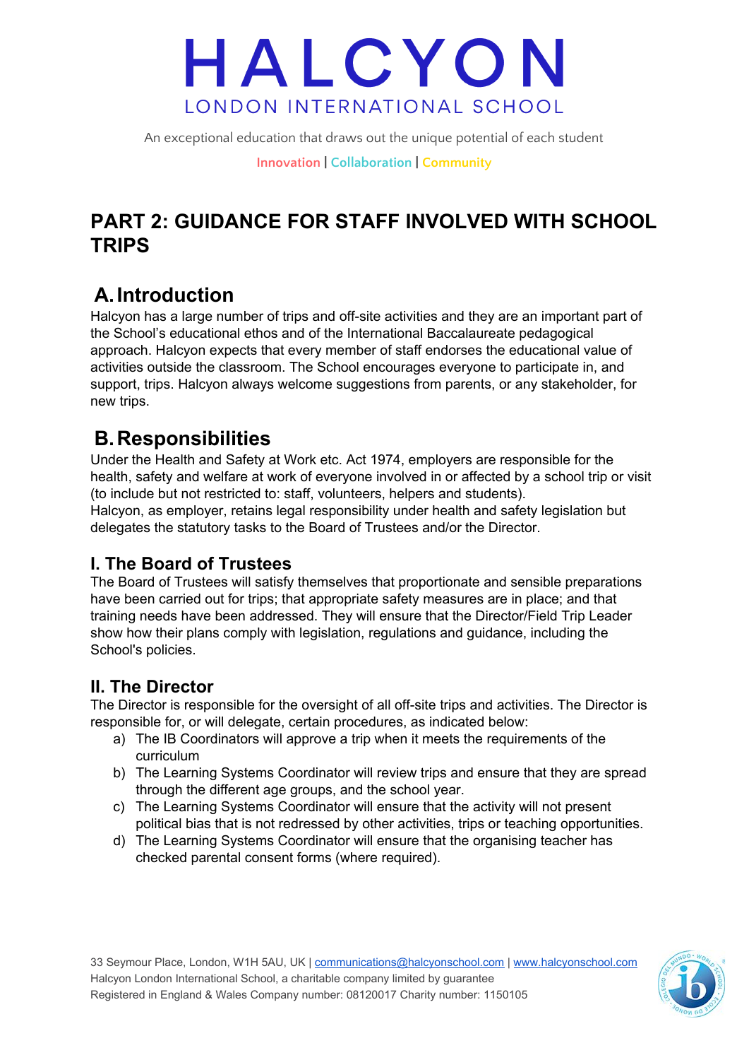# PART 2: GUIDANCE FOR STAFF INVOLVED WITH SCHOOL TRIPS

## A. Introduction

Halcyon has a large number of trips and off-site activities and they are an important part of the School's educational ethos and of the International Baccalaureate pedagogical approach. Halcyon expects that every member of staff endorses the educational value of activities outside the classroom. The School encourages everyone to participate in, and support, trips. Halcyon always welcome suggestions from parents, or any stakeholder, for new trips.

## B. Responsibilities

Under the Health and Safety at Work etc. Act 1974, employers are responsible for the health, safety and welfare at work of everyone involved in or affected by a school trip or visit (to include but not restricted to: staff, volunteers, helpers and students).
Halcyon, as employer, retains legal responsibility under health and safety legislation but delegates the statutory tasks to the Board of Trustees and/or the Director.

### I. The Board of Trustees

The Board of Trustees will satisfy themselves that proportionate and sensible preparations have been carried out for trips; that appropriate safety measures are in place; and that training needs have been addressed. They will ensure that the Director/Field Trip Leader show how their plans comply with legislation, regulations and guidance, including the School's policies.

### II. The Director

The Director is responsible for the oversight of all off-site trips and activities. The Director is responsible for, or will delegate, certain procedures, as indicated below:

a) The IB Coordinators will approve a trip when it meets the requirements of the curriculum
b) The Learning Systems Coordinator will review trips and ensure that they are spread through the different age groups, and the school year.
c) The Learning Systems Coordinator will ensure that the activity will not present political bias that is not redressed by other activities, trips or teaching opportunities.
d) The Learning Systems Coordinator will ensure that the organising teacher has checked parental consent forms (where required).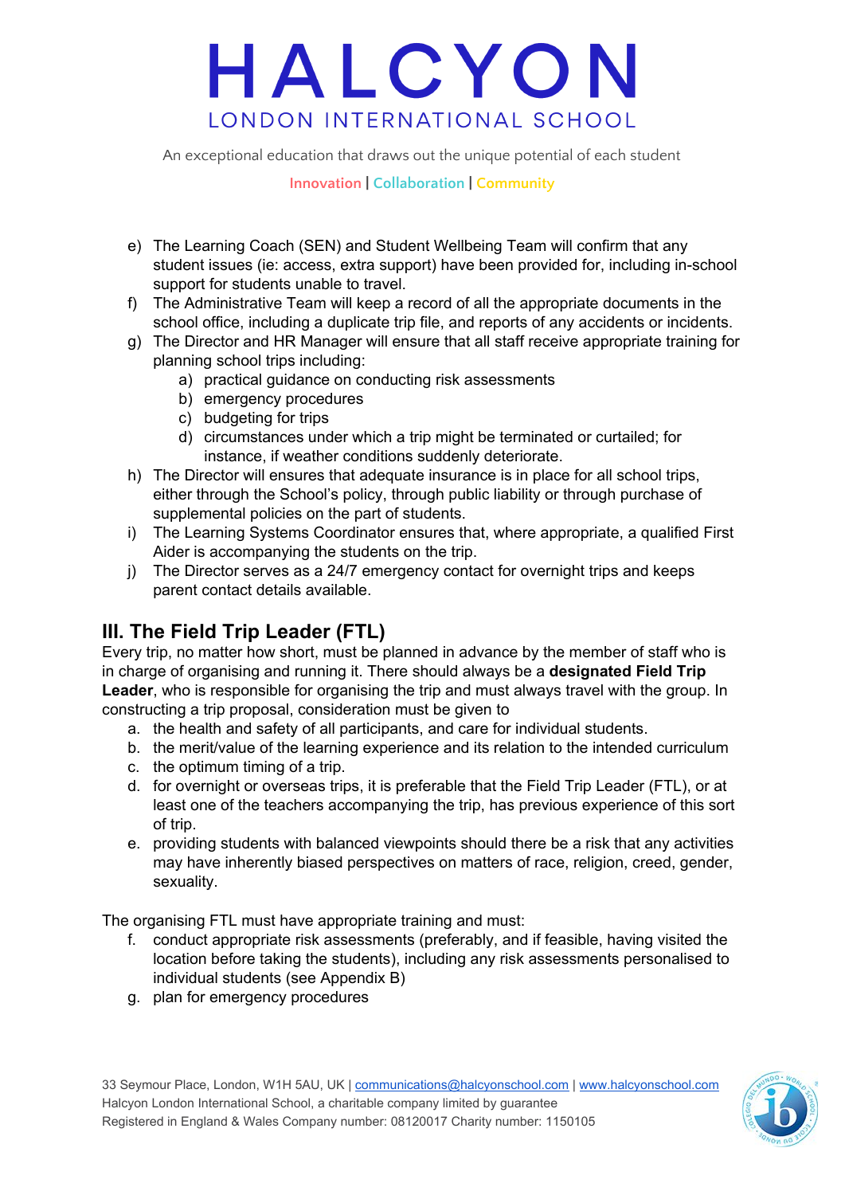e) The Learning Coach (SEN) and Student Wellbeing Team will confirm that any student issues (ie: access, extra support) have been provided for, including in-school support for students unable to travel.

f) The Administrative Team will keep a record of all the appropriate documents in the school office, including a duplicate trip file, and reports of any accidents or incidents.

g) The Director and HR Manager will ensure that all staff receive appropriate training for planning school trips including:
   a) practical guidance on conducting risk assessments
   b) emergency procedures
   c) budgeting for trips
   d) circumstances under which a trip might be terminated or curtailed; for instance, if weather conditions suddenly deteriorate.

h) The Director will ensures that adequate insurance is in place for all school trips, either through the School's policy, through public liability or through purchase of supplemental policies on the part of students.

i) The Learning Systems Coordinator ensures that, where appropriate, a qualified First Aider is accompanying the students on the trip.

j) The Director serves as a 24/7 emergency contact for overnight trips and keeps parent contact details available.

## III. The Field Trip Leader (FTL)

Every trip, no matter how short, must be planned in advance by the member of staff who is in charge of organising and running it. There should always be a **designated Field Trip Leader**, who is responsible for organising the trip and must always travel with the group. In constructing a trip proposal, consideration must be given to

a. the health and safety of all participants, and care for individual students.
b. the merit/value of the learning experience and its relation to the intended curriculum
c. the optimum timing of a trip.
d. for overnight or overseas trips, it is preferable that the Field Trip Leader (FTL), or at least one of the teachers accompanying the trip, has previous experience of this sort of trip.
e. providing students with balanced viewpoints should there be a risk that any activities may have inherently biased perspectives on matters of race, religion, creed, gender, sexuality.

The organising FTL must have appropriate training and must:

f. conduct appropriate risk assessments (preferably, and if feasible, having visited the location before taking the students), including any risk assessments personalised to individual students (see Appendix B)
g. plan for emergency procedures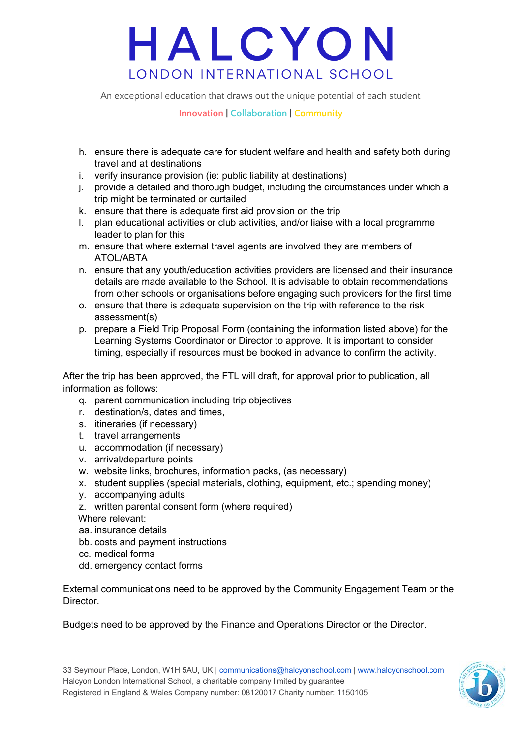h. ensure there is adequate care for student welfare and health and safety both during travel and at destinations
i. verify insurance provision (ie: public liability at destinations)
j. provide a detailed and thorough budget, including the circumstances under which a trip might be terminated or curtailed
k. ensure that there is adequate first aid provision on the trip
l. plan educational activities or club activities, and/or liaise with a local programme leader to plan for this
m. ensure that where external travel agents are involved they are members of ATOL/ABTA
n. ensure that any youth/education activities providers are licensed and their insurance details are made available to the School. It is advisable to obtain recommendations from other schools or organisations before engaging such providers for the first time
o. ensure that there is adequate supervision on the trip with reference to the risk assessment(s)
p. prepare a Field Trip Proposal Form (containing the information listed above) for the Learning Systems Coordinator or Director to approve. It is important to consider timing, especially if resources must be booked in advance to confirm the activity.

After the trip has been approved, the FTL will draft, for approval prior to publication, all information as follows:

q. parent communication including trip objectives
r. destination/s, dates and times,
s. itineraries (if necessary)
t. travel arrangements
u. accommodation (if necessary)
v. arrival/departure points
w. website links, brochures, information packs, (as necessary)
x. student supplies (special materials, clothing, equipment, etc.; spending money)
y. accompanying adults
z. written parental consent form (where required)

Where relevant:

aa. insurance details
bb. costs and payment instructions
cc. medical forms
dd. emergency contact forms

External communications need to be approved by the Community Engagement Team or the Director.

Budgets need to be approved by the Finance and Operations Director or the Director.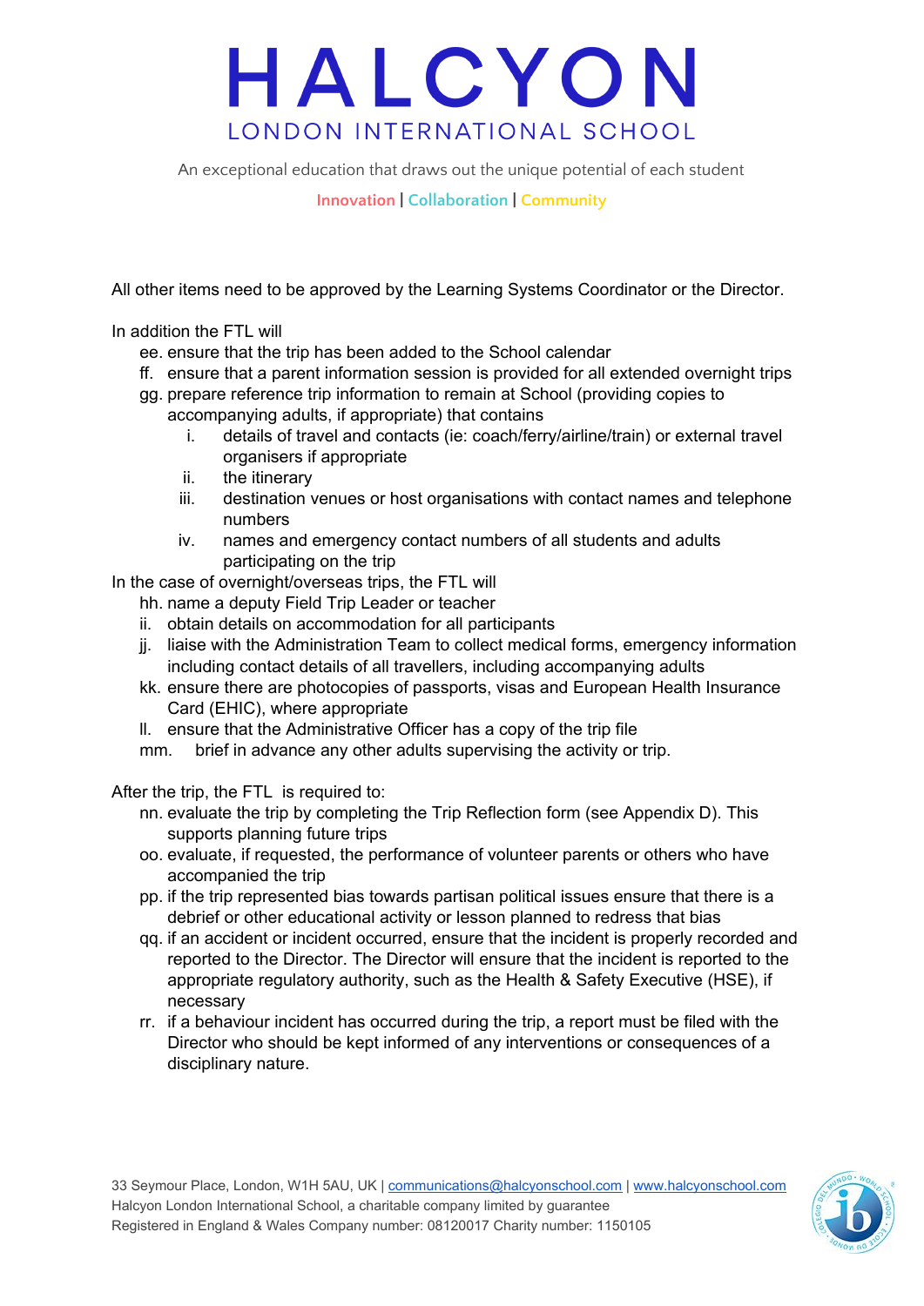All other items need to be approved by the Learning Systems Coordinator or the Director.

In addition the FTL will

ee. ensure that the trip has been added to the School calendar
ff. ensure that a parent information session is provided for all extended overnight trips
gg. prepare reference trip information to remain at School (providing copies to accompanying adults, if appropriate) that contains
  i. details of travel and contacts (ie: coach/ferry/airline/train) or external travel organisers if appropriate
  ii. the itinerary
  iii. destination venues or host organisations with contact names and telephone numbers
  iv. names and emergency contact numbers of all students and adults participating on the trip

In the case of overnight/overseas trips, the FTL will

hh. name a deputy Field Trip Leader or teacher
ii. obtain details on accommodation for all participants
jj. liaise with the Administration Team to collect medical forms, emergency information including contact details of all travellers, including accompanying adults
kk. ensure there are photocopies of passports, visas and European Health Insurance Card (EHIC), where appropriate
ll. ensure that the Administrative Officer has a copy of the trip file
mm. brief in advance any other adults supervising the activity or trip.

After the trip, the FTL is required to:

nn. evaluate the trip by completing the Trip Reflection form (see Appendix D). This supports planning future trips
oo. evaluate, if requested, the performance of volunteer parents or others who have accompanied the trip
pp. if the trip represented bias towards partisan political issues ensure that there is a debrief or other educational activity or lesson planned to redress that bias
qq. if an accident or incident occurred, ensure that the incident is properly recorded and reported to the Director. The Director will ensure that the incident is reported to the appropriate regulatory authority, such as the Health & Safety Executive (HSE), if necessary
rr. if a behaviour incident has occurred during the trip, a report must be filed with the Director who should be kept informed of any interventions or consequences of a disciplinary nature.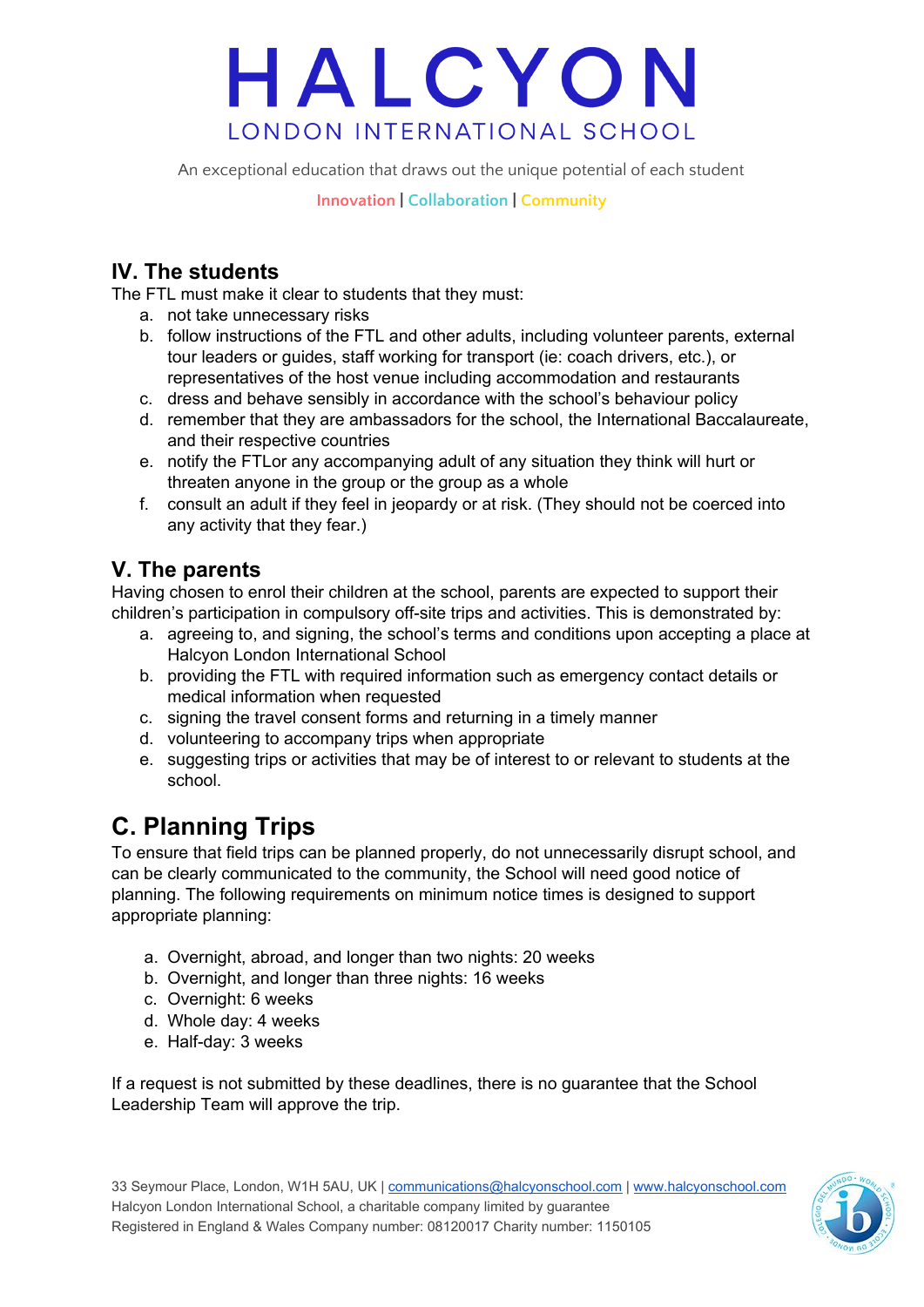## IV. The students

The FTL must make it clear to students that they must:

a. not take unnecessary risks
b. follow instructions of the FTL and other adults, including volunteer parents, external tour leaders or guides, staff working for transport (ie: coach drivers, etc.), or representatives of the host venue including accommodation and restaurants
c. dress and behave sensibly in accordance with the school's behaviour policy
d. remember that they are ambassadors for the school, the International Baccalaureate, and their respective countries
e. notify the FTLor any accompanying adult of any situation they think will hurt or threaten anyone in the group or the group as a whole
f. consult an adult if they feel in jeopardy or at risk. (They should not be coerced into any activity that they fear.)

## V. The parents

Having chosen to enrol their children at the school, parents are expected to support their children's participation in compulsory off-site trips and activities. This is demonstrated by:

a. agreeing to, and signing, the school's terms and conditions upon accepting a place at Halcyon London International School
b. providing the FTL with required information such as emergency contact details or medical information when requested
c. signing the travel consent forms and returning in a timely manner
d. volunteering to accompany trips when appropriate
e. suggesting trips or activities that may be of interest to or relevant to students at the school.

# C. Planning Trips

To ensure that field trips can be planned properly, do not unnecessarily disrupt school, and can be clearly communicated to the community, the School will need good notice of planning. The following requirements on minimum notice times is designed to support appropriate planning:

a. Overnight, abroad, and longer than two nights: 20 weeks
b. Overnight, and longer than three nights: 16 weeks
c. Overnight: 6 weeks
d. Whole day: 4 weeks
e. Half-day: 3 weeks

If a request is not submitted by these deadlines, there is no guarantee that the School Leadership Team will approve the trip.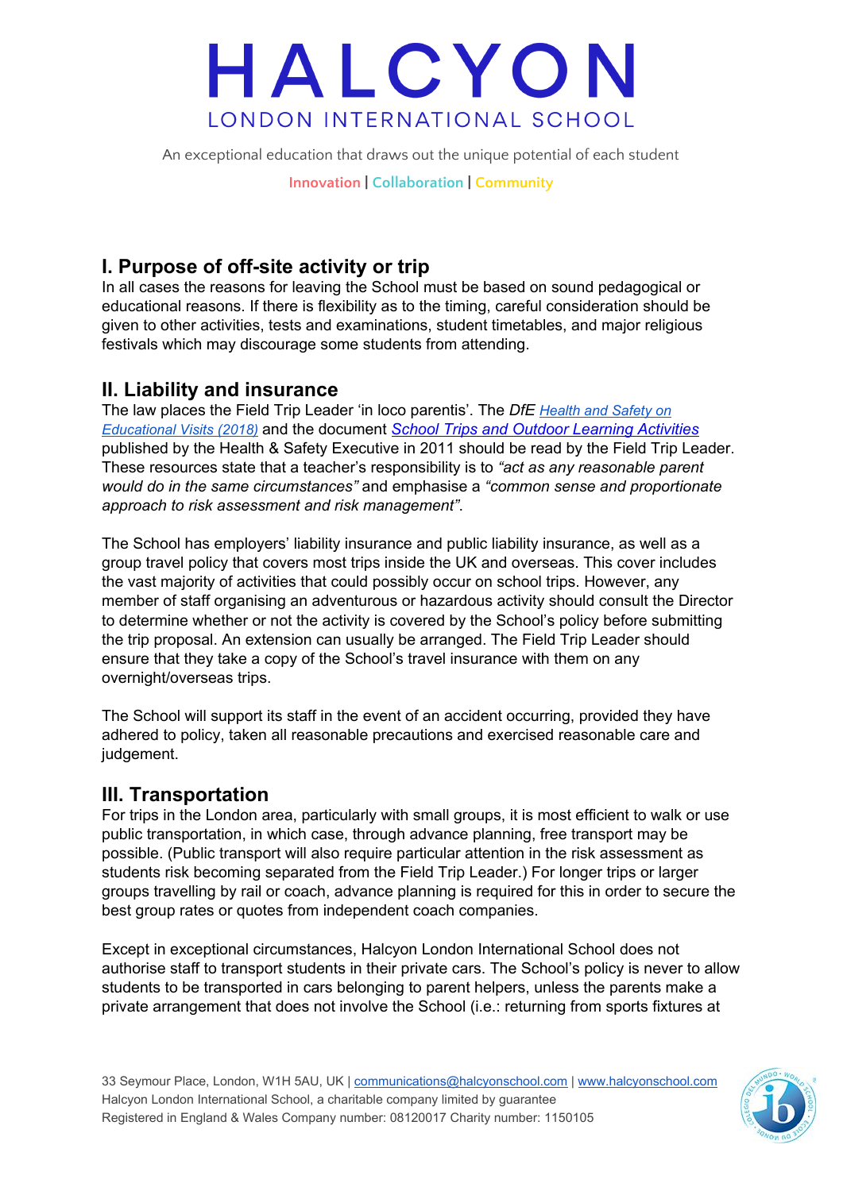## I. Purpose of off-site activity or trip

In all cases the reasons for leaving the School must be based on sound pedagogical or educational reasons. If there is flexibility as to the timing, careful consideration should be given to other activities, tests and examinations, student timetables, and major religious festivals which may discourage some students from attending.

## II. Liability and insurance

The law places the Field Trip Leader 'in loco parentis'. The *DfE* [*Health and Safety on Educational Visits (2018)*]() and the document [*School Trips and Outdoor Learning Activities*]() published by the Health & Safety Executive in 2011 should be read by the Field Trip Leader. These resources state that a teacher's responsibility is to *"act as any reasonable parent would do in the same circumstances"* and emphasise a *"common sense and proportionate approach to risk assessment and risk management"*.

The School has employers' liability insurance and public liability insurance, as well as a group travel policy that covers most trips inside the UK and overseas. This cover includes the vast majority of activities that could possibly occur on school trips. However, any member of staff organising an adventurous or hazardous activity should consult the Director to determine whether or not the activity is covered by the School's policy before submitting the trip proposal. An extension can usually be arranged. The Field Trip Leader should ensure that they take a copy of the School's travel insurance with them on any overnight/overseas trips.

The School will support its staff in the event of an accident occurring, provided they have adhered to policy, taken all reasonable precautions and exercised reasonable care and judgement.

## III. Transportation

For trips in the London area, particularly with small groups, it is most efficient to walk or use public transportation, in which case, through advance planning, free transport may be possible. (Public transport will also require particular attention in the risk assessment as students risk becoming separated from the Field Trip Leader.) For longer trips or larger groups travelling by rail or coach, advance planning is required for this in order to secure the best group rates or quotes from independent coach companies.

Except in exceptional circumstances, Halcyon London International School does not authorise staff to transport students in their private cars. The School's policy is never to allow students to be transported in cars belonging to parent helpers, unless the parents make a private arrangement that does not involve the School (i.e.: returning from sports fixtures at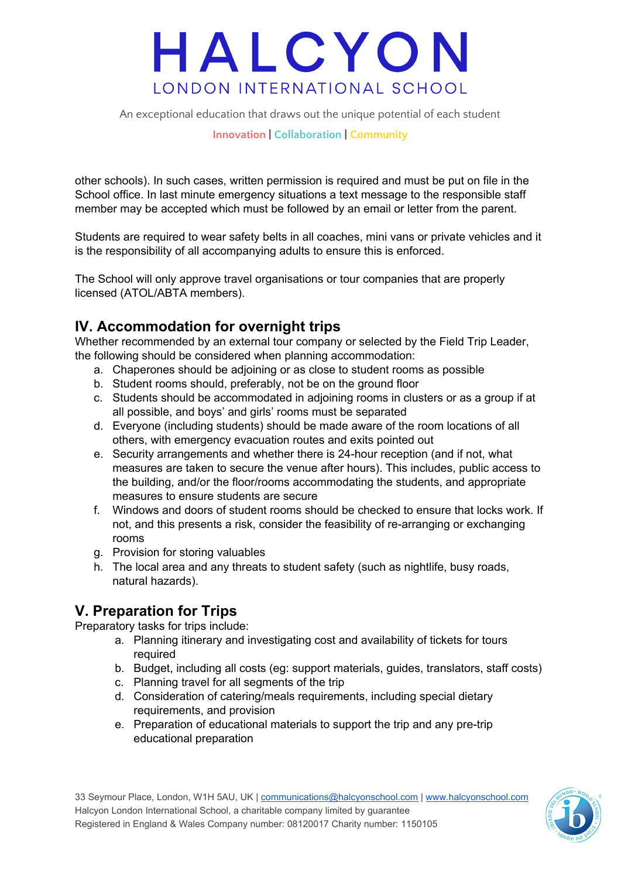other schools). In such cases, written permission is required and must be put on file in the School office. In last minute emergency situations a text message to the responsible staff member may be accepted which must be followed by an email or letter from the parent.

Students are required to wear safety belts in all coaches, mini vans or private vehicles and it is the responsibility of all accompanying adults to ensure this is enforced.

The School will only approve travel organisations or tour companies that are properly licensed (ATOL/ABTA members).

## IV. Accommodation for overnight trips

Whether recommended by an external tour company or selected by the Field Trip Leader, the following should be considered when planning accommodation:

a. Chaperones should be adjoining or as close to student rooms as possible
b. Student rooms should, preferably, not be on the ground floor
c. Students should be accommodated in adjoining rooms in clusters or as a group if at all possible, and boys' and girls' rooms must be separated
d. Everyone (including students) should be made aware of the room locations of all others, with emergency evacuation routes and exits pointed out
e. Security arrangements and whether there is 24-hour reception (and if not, what measures are taken to secure the venue after hours). This includes, public access to the building, and/or the floor/rooms accommodating the students, and appropriate measures to ensure students are secure
f. Windows and doors of student rooms should be checked to ensure that locks work. If not, and this presents a risk, consider the feasibility of re-arranging or exchanging rooms
g. Provision for storing valuables
h. The local area and any threats to student safety (such as nightlife, busy roads, natural hazards).

## V. Preparation for Trips

Preparatory tasks for trips include:

a. Planning itinerary and investigating cost and availability of tickets for tours required
b. Budget, including all costs (eg: support materials, guides, translators, staff costs)
c. Planning travel for all segments of the trip
d. Consideration of catering/meals requirements, including special dietary requirements, and provision
e. Preparation of educational materials to support the trip and any pre-trip educational preparation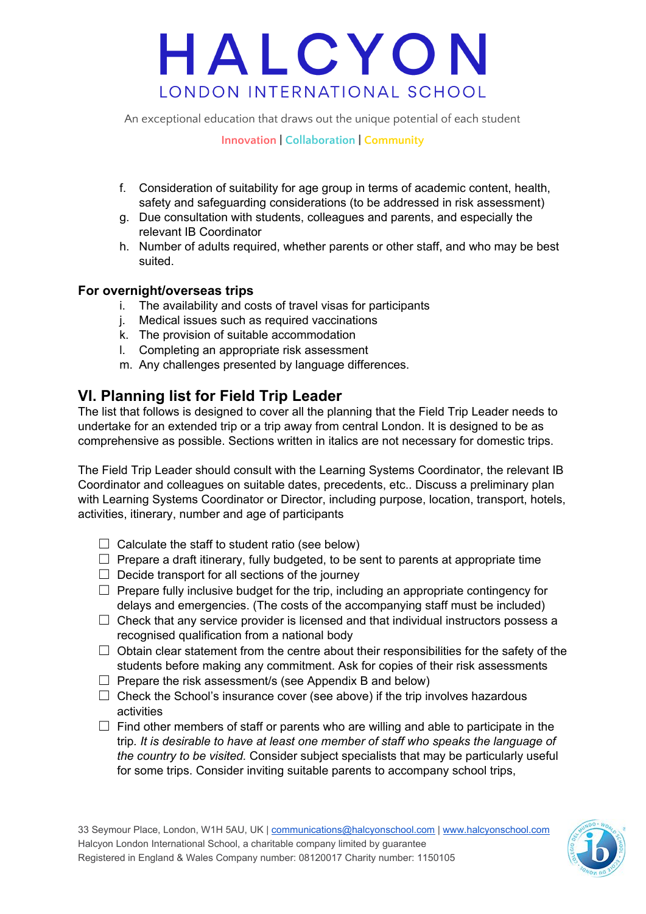f. Consideration of suitability for age group in terms of academic content, health, safety and safeguarding considerations (to be addressed in risk assessment)
g. Due consultation with students, colleagues and parents, and especially the relevant IB Coordinator
h. Number of adults required, whether parents or other staff, and who may be best suited.

**For overnight/overseas trips**

i. The availability and costs of travel visas for participants
j. Medical issues such as required vaccinations
k. The provision of suitable accommodation
l. Completing an appropriate risk assessment
m. Any challenges presented by language differences.

## VI. Planning list for Field Trip Leader

The list that follows is designed to cover all the planning that the Field Trip Leader needs to undertake for an extended trip or a trip away from central London. It is designed to be as comprehensive as possible. Sections written in italics are not necessary for domestic trips.

The Field Trip Leader should consult with the Learning Systems Coordinator, the relevant IB Coordinator and colleagues on suitable dates, precedents, etc.. Discuss a preliminary plan with Learning Systems Coordinator or Director, including purpose, location, transport, hotels, activities, itinerary, number and age of participants

- ☐ Calculate the staff to student ratio (see below)
- ☐ Prepare a draft itinerary, fully budgeted, to be sent to parents at appropriate time
- ☐ Decide transport for all sections of the journey
- ☐ Prepare fully inclusive budget for the trip, including an appropriate contingency for delays and emergencies. (The costs of the accompanying staff must be included)
- ☐ Check that any service provider is licensed and that individual instructors possess a recognised qualification from a national body
- ☐ Obtain clear statement from the centre about their responsibilities for the safety of the students before making any commitment. Ask for copies of their risk assessments
- ☐ Prepare the risk assessment/s (see Appendix B and below)
- ☐ Check the School's insurance cover (see above) if the trip involves hazardous activities
- ☐ Find other members of staff or parents who are willing and able to participate in the trip. *It is desirable to have at least one member of staff who speaks the language of the country to be visited.* Consider subject specialists that may be particularly useful for some trips. Consider inviting suitable parents to accompany school trips,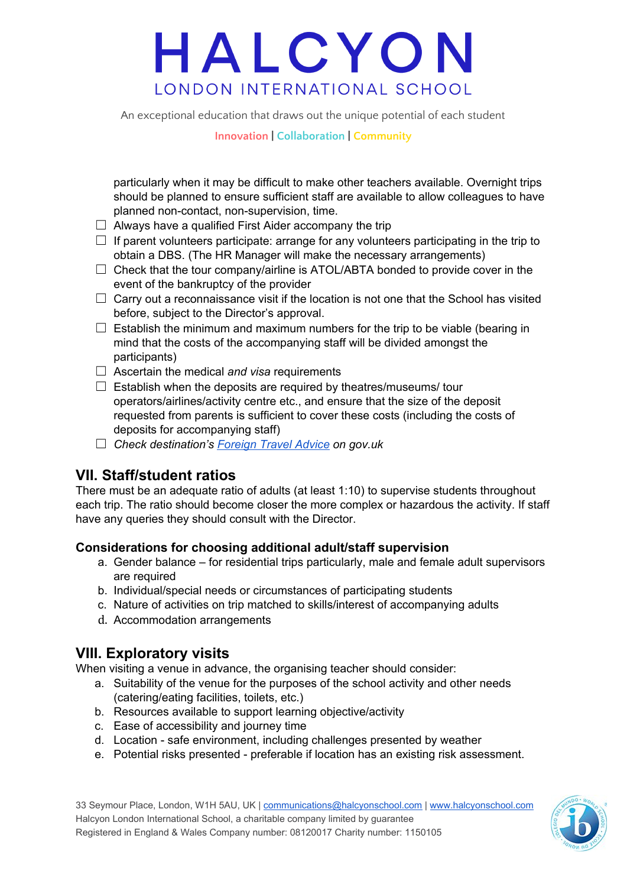particularly when it may be difficult to make other teachers available. Overnight trips should be planned to ensure sufficient staff are available to allow colleagues to have planned non-contact, non-supervision, time.

- ☐ Always have a qualified First Aider accompany the trip
- ☐ If parent volunteers participate: arrange for any volunteers participating in the trip to obtain a DBS. (The HR Manager will make the necessary arrangements)
- ☐ Check that the tour company/airline is ATOL/ABTA bonded to provide cover in the event of the bankruptcy of the provider
- ☐ Carry out a reconnaissance visit if the location is not one that the School has visited before, subject to the Director's approval.
- ☐ Establish the minimum and maximum numbers for the trip to be viable (bearing in mind that the costs of the accompanying staff will be divided amongst the participants)
- ☐ Ascertain the medical *and visa* requirements
- ☐ Establish when the deposits are required by theatres/museums/ tour operators/airlines/activity centre etc., and ensure that the size of the deposit requested from parents is sufficient to cover these costs (including the costs of deposits for accompanying staff)
- ☐ *Check destination's Foreign Travel Advice on gov.uk*

## VII. Staff/student ratios

There must be an adequate ratio of adults (at least 1:10) to supervise students throughout each trip. The ratio should become closer the more complex or hazardous the activity. If staff have any queries they should consult with the Director.

### Considerations for choosing additional adult/staff supervision

a. Gender balance – for residential trips particularly, male and female adult supervisors are required
b. Individual/special needs or circumstances of participating students
c. Nature of activities on trip matched to skills/interest of accompanying adults
d. Accommodation arrangements

## VIII. Exploratory visits

When visiting a venue in advance, the organising teacher should consider:

a. Suitability of the venue for the purposes of the school activity and other needs (catering/eating facilities, toilets, etc.)
b. Resources available to support learning objective/activity
c. Ease of accessibility and journey time
d. Location - safe environment, including challenges presented by weather
e. Potential risks presented - preferable if location has an existing risk assessment.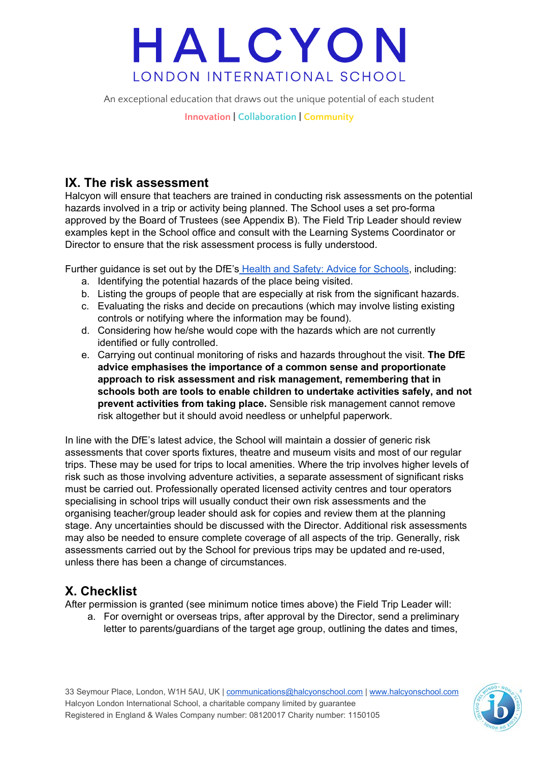## IX. The risk assessment

Halcyon will ensure that teachers are trained in conducting risk assessments on the potential hazards involved in a trip or activity being planned. The School uses a set pro-forma approved by the Board of Trustees (see Appendix B). The Field Trip Leader should review examples kept in the School office and consult with the Learning Systems Coordinator or Director to ensure that the risk assessment process is fully understood.

Further guidance is set out by the DfE's [Health and Safety: Advice for Schools](), including:

a. Identifying the potential hazards of the place being visited.
b. Listing the groups of people that are especially at risk from the significant hazards.
c. Evaluating the risks and decide on precautions (which may involve listing existing controls or notifying where the information may be found).
d. Considering how he/she would cope with the hazards which are not currently identified or fully controlled.
e. Carrying out continual monitoring of risks and hazards throughout the visit. **The DfE advice emphasises the importance of a common sense and proportionate approach to risk assessment and risk management, remembering that in schools both are tools to enable children to undertake activities safely, and not prevent activities from taking place.** Sensible risk management cannot remove risk altogether but it should avoid needless or unhelpful paperwork.

In line with the DfE's latest advice, the School will maintain a dossier of generic risk assessments that cover sports fixtures, theatre and museum visits and most of our regular trips. These may be used for trips to local amenities. Where the trip involves higher levels of risk such as those involving adventure activities, a separate assessment of significant risks must be carried out. Professionally operated licensed activity centres and tour operators specialising in school trips will usually conduct their own risk assessments and the organising teacher/group leader should ask for copies and review them at the planning stage. Any uncertainties should be discussed with the Director. Additional risk assessments may also be needed to ensure complete coverage of all aspects of the trip. Generally, risk assessments carried out by the School for previous trips may be updated and re-used, unless there has been a change of circumstances.

## X. Checklist

After permission is granted (see minimum notice times above) the Field Trip Leader will:

a. For overnight or overseas trips, after approval by the Director, send a preliminary letter to parents/guardians of the target age group, outlining the dates and times,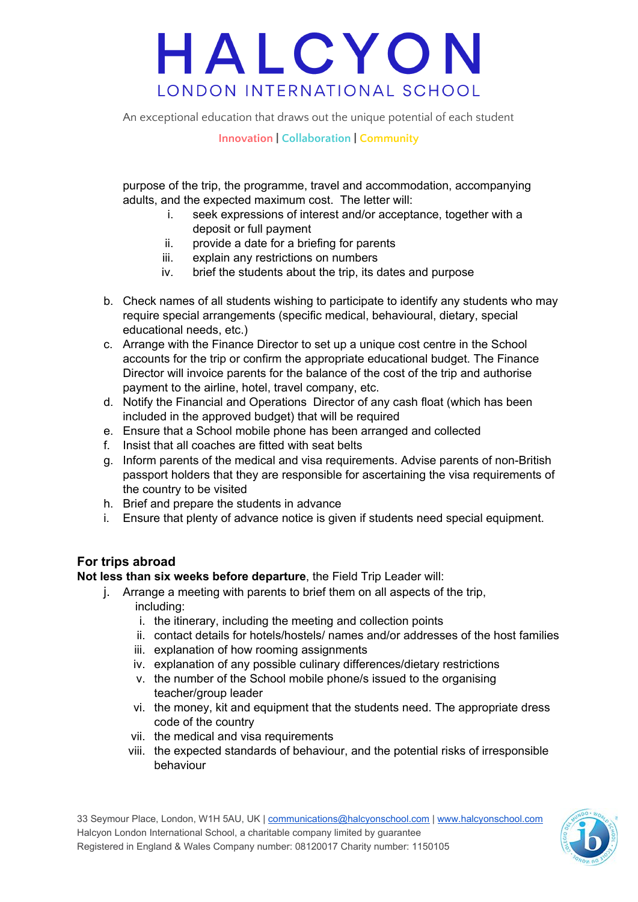purpose of the trip, the programme, travel and accommodation, accompanying adults, and the expected maximum cost. The letter will:

i. seek expressions of interest and/or acceptance, together with a deposit or full payment
ii. provide a date for a briefing for parents
iii. explain any restrictions on numbers
iv. brief the students about the trip, its dates and purpose

b. Check names of all students wishing to participate to identify any students who may require special arrangements (specific medical, behavioural, dietary, special educational needs, etc.)
c. Arrange with the Finance Director to set up a unique cost centre in the School accounts for the trip or confirm the appropriate educational budget. The Finance Director will invoice parents for the balance of the cost of the trip and authorise payment to the airline, hotel, travel company, etc.
d. Notify the Financial and Operations Director of any cash float (which has been included in the approved budget) that will be required
e. Ensure that a School mobile phone has been arranged and collected
f. Insist that all coaches are fitted with seat belts
g. Inform parents of the medical and visa requirements. Advise parents of non-British passport holders that they are responsible for ascertaining the visa requirements of the country to be visited
h. Brief and prepare the students in advance
i. Ensure that plenty of advance notice is given if students need special equipment.

## For trips abroad

**Not less than six weeks before departure**, the Field Trip Leader will:

j. Arrange a meeting with parents to brief them on all aspects of the trip, including:
   i. the itinerary, including the meeting and collection points
   ii. contact details for hotels/hostels/ names and/or addresses of the host families
   iii. explanation of how rooming assignments
   iv. explanation of any possible culinary differences/dietary restrictions
   v. the number of the School mobile phone/s issued to the organising teacher/group leader
   vi. the money, kit and equipment that the students need. The appropriate dress code of the country
   vii. the medical and visa requirements
   viii. the expected standards of behaviour, and the potential risks of irresponsible behaviour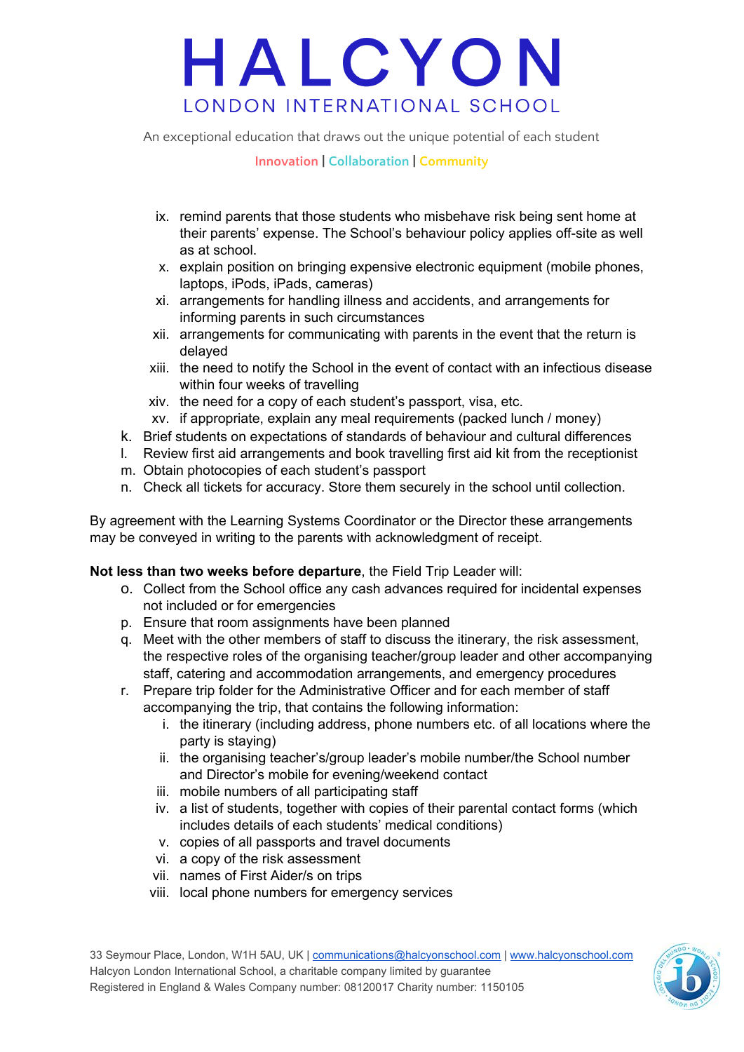ix. remind parents that those students who misbehave risk being sent home at their parents' expense. The School's behaviour policy applies off-site as well as at school.
x. explain position on bringing expensive electronic equipment (mobile phones, laptops, iPods, iPads, cameras)
xi. arrangements for handling illness and accidents, and arrangements for informing parents in such circumstances
xii. arrangements for communicating with parents in the event that the return is delayed
xiii. the need to notify the School in the event of contact with an infectious disease within four weeks of travelling
xiv. the need for a copy of each student's passport, visa, etc.
xv. if appropriate, explain any meal requirements (packed lunch / money)

k. Brief students on expectations of standards of behaviour and cultural differences
l. Review first aid arrangements and book travelling first aid kit from the receptionist
m. Obtain photocopies of each student's passport
n. Check all tickets for accuracy. Store them securely in the school until collection.

By agreement with the Learning Systems Coordinator or the Director these arrangements may be conveyed in writing to the parents with acknowledgment of receipt.

**Not less than two weeks before departure**, the Field Trip Leader will:

o. Collect from the School office any cash advances required for incidental expenses not included or for emergencies
p. Ensure that room assignments have been planned
q. Meet with the other members of staff to discuss the itinerary, the risk assessment, the respective roles of the organising teacher/group leader and other accompanying staff, catering and accommodation arrangements, and emergency procedures
r. Prepare trip folder for the Administrative Officer and for each member of staff accompanying the trip, that contains the following information:
   i. the itinerary (including address, phone numbers etc. of all locations where the party is staying)
   ii. the organising teacher's/group leader's mobile number/the School number and Director's mobile for evening/weekend contact
   iii. mobile numbers of all participating staff
   iv. a list of students, together with copies of their parental contact forms (which includes details of each students' medical conditions)
   v. copies of all passports and travel documents
   vi. a copy of the risk assessment
   vii. names of First Aider/s on trips
   viii. local phone numbers for emergency services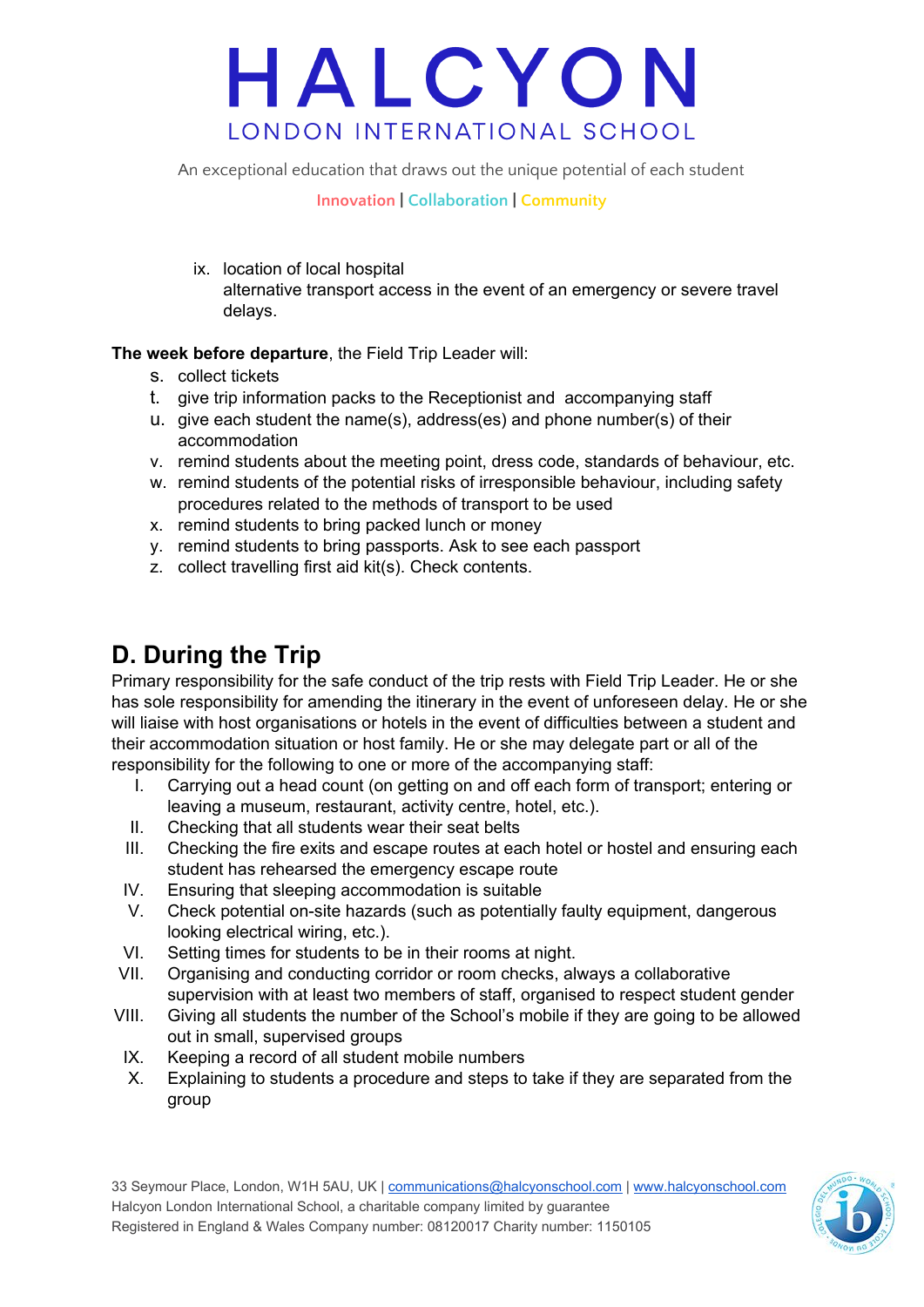ix. location of local hospital
    alternative transport access in the event of an emergency or severe travel delays.

**The week before departure**, the Field Trip Leader will:

s. collect tickets
t. give trip information packs to the Receptionist and accompanying staff
u. give each student the name(s), address(es) and phone number(s) of their accommodation
v. remind students about the meeting point, dress code, standards of behaviour, etc.
w. remind students of the potential risks of irresponsible behaviour, including safety procedures related to the methods of transport to be used
x. remind students to bring packed lunch or money
y. remind students to bring passports. Ask to see each passport
z. collect travelling first aid kit(s). Check contents.

## D. During the Trip

Primary responsibility for the safe conduct of the trip rests with Field Trip Leader. He or she has sole responsibility for amending the itinerary in the event of unforeseen delay. He or she will liaise with host organisations or hotels in the event of difficulties between a student and their accommodation situation or host family. He or she may delegate part or all of the responsibility for the following to one or more of the accompanying staff:

I. Carrying out a head count (on getting on and off each form of transport; entering or leaving a museum, restaurant, activity centre, hotel, etc.).
II. Checking that all students wear their seat belts
III. Checking the fire exits and escape routes at each hotel or hostel and ensuring each student has rehearsed the emergency escape route
IV. Ensuring that sleeping accommodation is suitable
V. Check potential on-site hazards (such as potentially faulty equipment, dangerous looking electrical wiring, etc.).
VI. Setting times for students to be in their rooms at night.
VII. Organising and conducting corridor or room checks, always a collaborative supervision with at least two members of staff, organised to respect student gender
VIII. Giving all students the number of the School's mobile if they are going to be allowed out in small, supervised groups
IX. Keeping a record of all student mobile numbers
X. Explaining to students a procedure and steps to take if they are separated from the group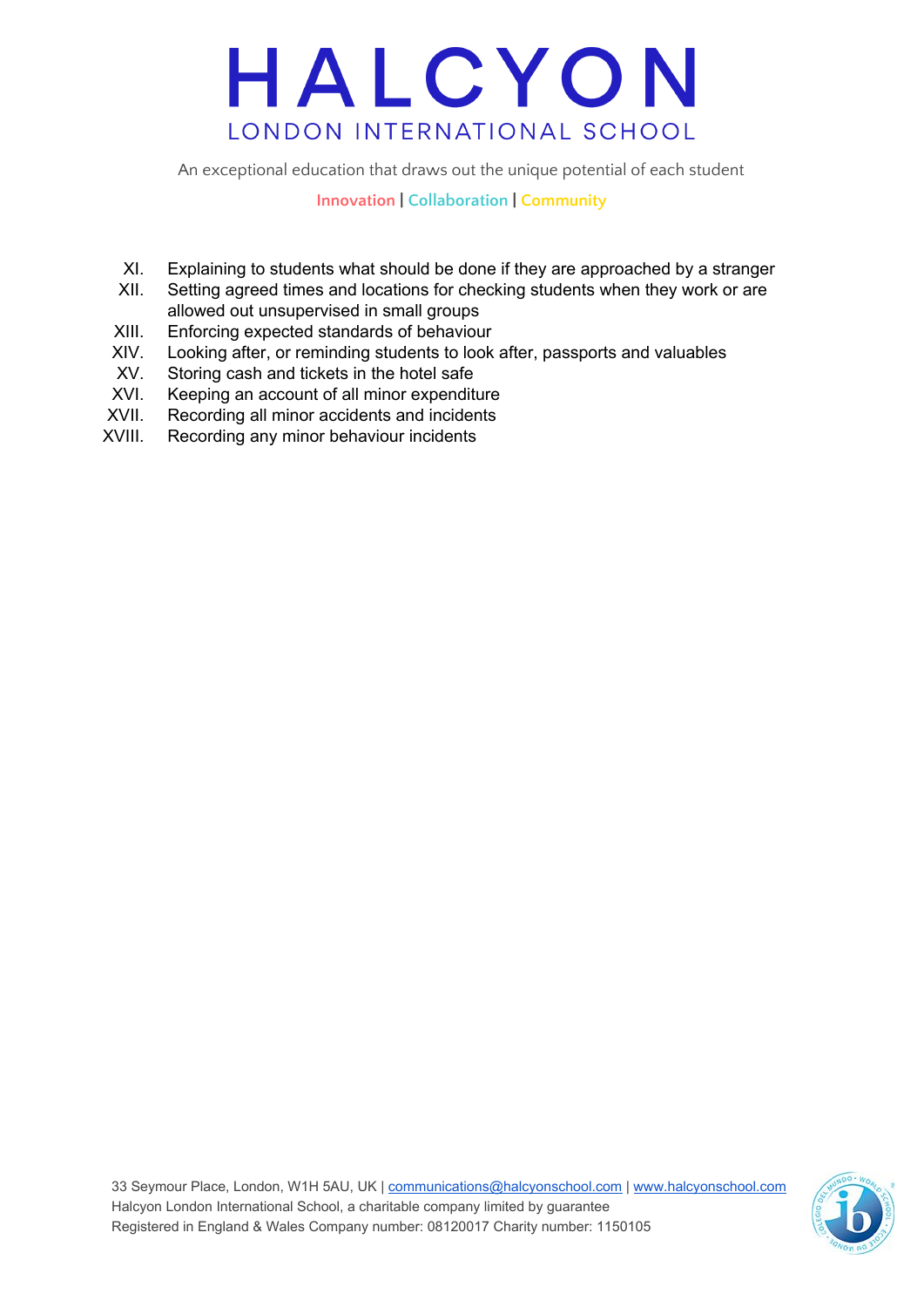- XI. Explaining to students what should be done if they are approached by a stranger
- XII. Setting agreed times and locations for checking students when they work or are allowed out unsupervised in small groups
- XIII. Enforcing expected standards of behaviour
- XIV. Looking after, or reminding students to look after, passports and valuables
- XV. Storing cash and tickets in the hotel safe
- XVI. Keeping an account of all minor expenditure
- XVII. Recording all minor accidents and incidents
- XVIII. Recording any minor behaviour incidents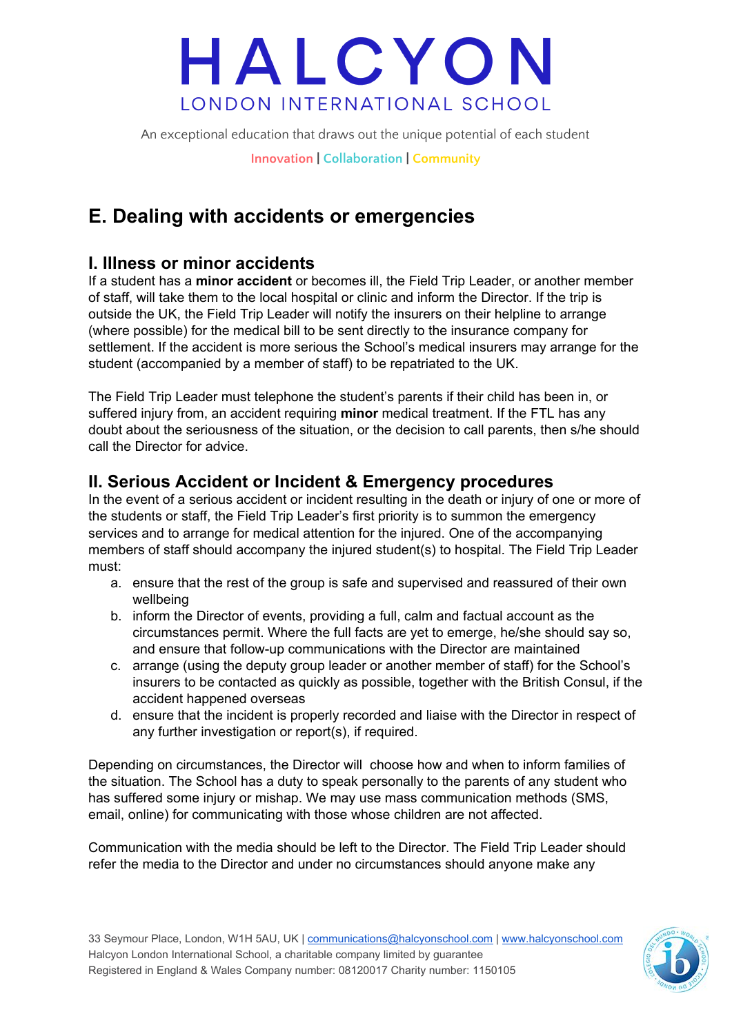## E. Dealing with accidents or emergencies

### I. Illness or minor accidents

If a student has a **minor accident** or becomes ill, the Field Trip Leader, or another member of staff, will take them to the local hospital or clinic and inform the Director. If the trip is outside the UK, the Field Trip Leader will notify the insurers on their helpline to arrange (where possible) for the medical bill to be sent directly to the insurance company for settlement. If the accident is more serious the School's medical insurers may arrange for the student (accompanied by a member of staff) to be repatriated to the UK.

The Field Trip Leader must telephone the student's parents if their child has been in, or suffered injury from, an accident requiring **minor** medical treatment. If the FTL has any doubt about the seriousness of the situation, or the decision to call parents, then s/he should call the Director for advice.

### II. Serious Accident or Incident & Emergency procedures

In the event of a serious accident or incident resulting in the death or injury of one or more of the students or staff, the Field Trip Leader's first priority is to summon the emergency services and to arrange for medical attention for the injured. One of the accompanying members of staff should accompany the injured student(s) to hospital. The Field Trip Leader must:

a. ensure that the rest of the group is safe and supervised and reassured of their own wellbeing
b. inform the Director of events, providing a full, calm and factual account as the circumstances permit. Where the full facts are yet to emerge, he/she should say so, and ensure that follow-up communications with the Director are maintained
c. arrange (using the deputy group leader or another member of staff) for the School's insurers to be contacted as quickly as possible, together with the British Consul, if the accident happened overseas
d. ensure that the incident is properly recorded and liaise with the Director in respect of any further investigation or report(s), if required.

Depending on circumstances, the Director will choose how and when to inform families of the situation. The School has a duty to speak personally to the parents of any student who has suffered some injury or mishap. We may use mass communication methods (SMS, email, online) for communicating with those whose children are not affected.

Communication with the media should be left to the Director. The Field Trip Leader should refer the media to the Director and under no circumstances should anyone make any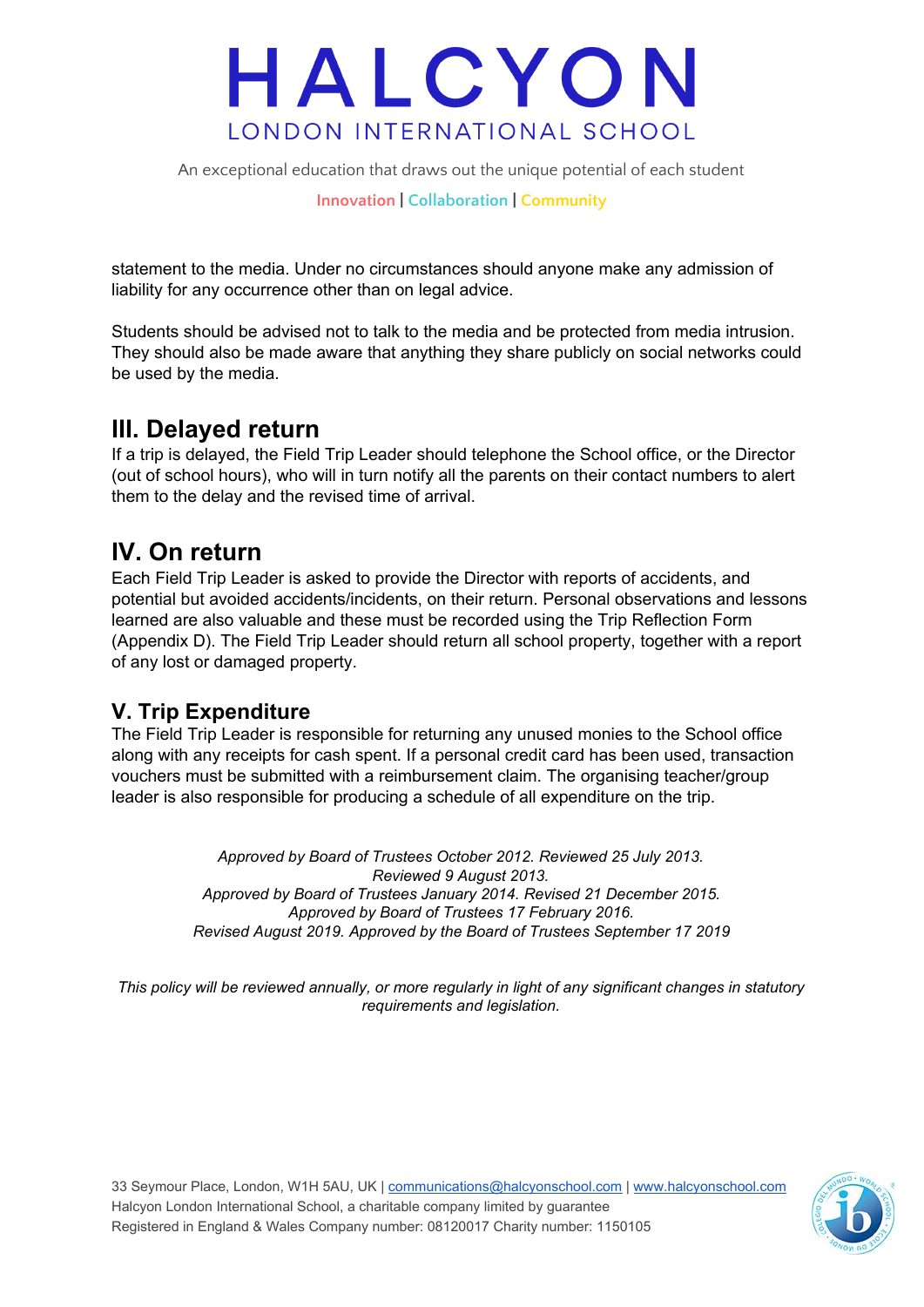statement to the media. Under no circumstances should anyone make any admission of liability for any occurrence other than on legal advice.

Students should be advised not to talk to the media and be protected from media intrusion. They should also be made aware that anything they share publicly on social networks could be used by the media.

## III. Delayed return

If a trip is delayed, the Field Trip Leader should telephone the School office, or the Director (out of school hours), who will in turn notify all the parents on their contact numbers to alert them to the delay and the revised time of arrival.

## IV. On return

Each Field Trip Leader is asked to provide the Director with reports of accidents, and potential but avoided accidents/incidents, on their return. Personal observations and lessons learned are also valuable and these must be recorded using the Trip Reflection Form (Appendix D). The Field Trip Leader should return all school property, together with a report of any lost or damaged property.

### V. Trip Expenditure

The Field Trip Leader is responsible for returning any unused monies to the School office along with any receipts for cash spent. If a personal credit card has been used, transaction vouchers must be submitted with a reimbursement claim. The organising teacher/group leader is also responsible for producing a schedule of all expenditure on the trip.

*Approved by Board of Trustees October 2012. Reviewed 25 July 2013.*
*Reviewed 9 August 2013.*
*Approved by Board of Trustees January 2014. Revised 21 December 2015.*
*Approved by Board of Trustees 17 February 2016.*
*Revised August 2019. Approved by the Board of Trustees September 17 2019*

*This policy will be reviewed annually, or more regularly in light of any significant changes in statutory requirements and legislation.*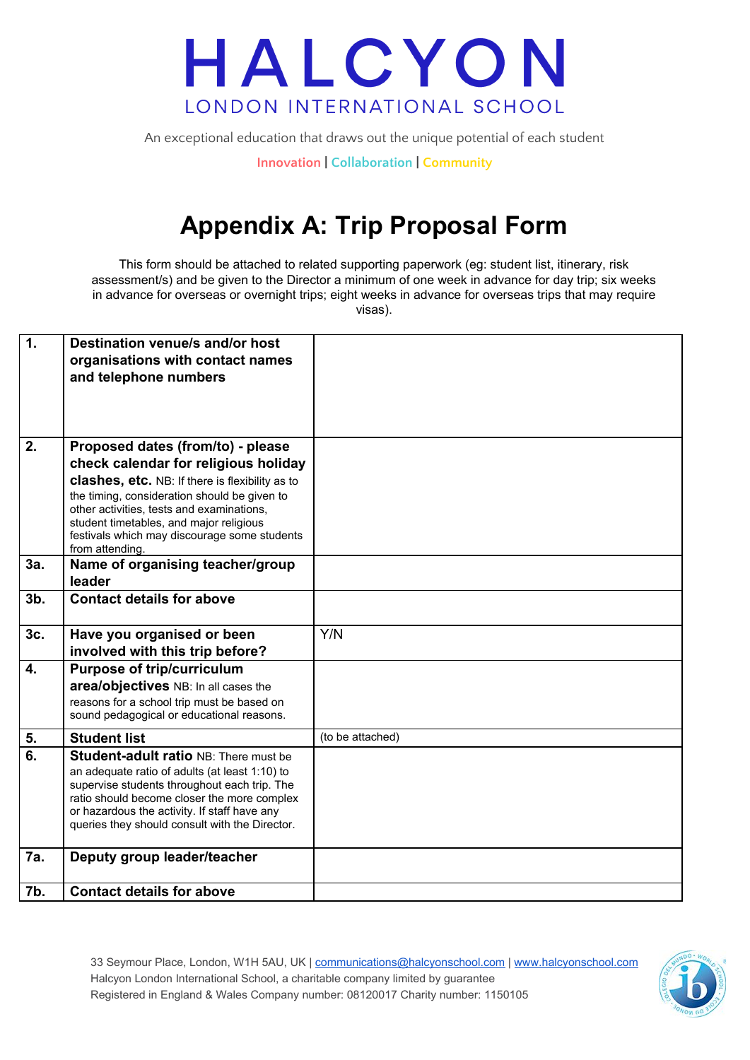# HALCYON

LONDON INTERNATIONAL SCHOOL

An exceptional education that draws out the unique potential of each student

Innovation | Collaboration | Community

# Appendix A: Trip Proposal Form

This form should be attached to related supporting paperwork (eg: student list, itinerary, risk assessment/s) and be given to the Director a minimum of one week in advance for day trip; six weeks in advance for overseas or overnight trips; eight weeks in advance for overseas trips that may require visas).

| | | |
|---|---|---|
| **1.** | **Destination venue/s and/or host organisations with contact names and telephone numbers** | |
| **2.** | **Proposed dates (from/to) - please check calendar for religious holiday clashes, etc.** NB: If there is flexibility as to the timing, consideration should be given to other activities, tests and examinations, student timetables, and major religious festivals which may discourage some students from attending. | |
| **3a.** | **Name of organising teacher/group leader** | |
| **3b.** | **Contact details for above** | |
| **3c.** | **Have you organised or been involved with this trip before?** | Y/N |
| **4.** | **Purpose of trip/curriculum area/objectives** NB: In all cases the reasons for a school trip must be based on sound pedagogical or educational reasons. | |
| **5.** | **Student list** | (to be attached) |
| **6.** | **Student-adult ratio** NB: There must be an adequate ratio of adults (at least 1:10) to supervise students throughout each trip. The ratio should become closer the more complex or hazardous the activity. If staff have any queries they should consult with the Director. | |
| **7a.** | **Deputy group leader/teacher** | |
| **7b.** | **Contact details for above** | |

33 Seymour Place, London, W1H 5AU, UK | communications@halcyonschool.com | www.halcyonschool.com
Halcyon London International School, a charitable company limited by guarantee
Registered in England & Wales Company number: 08120017 Charity number: 1150105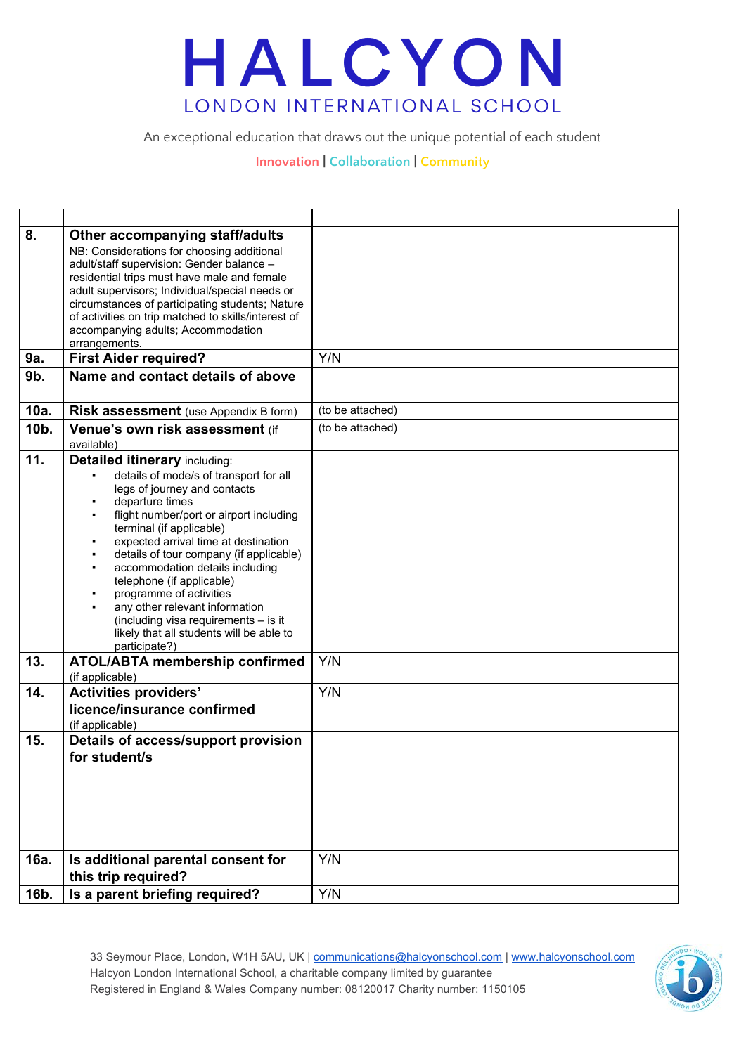| | | |
|---|---|---|
| **8.** | **Other accompanying staff/adults** NB: Considerations for choosing additional adult/staff supervision: Gender balance – residential trips must have male and female adult supervisors; Individual/special needs or circumstances of participating students; Nature of activities on trip matched to skills/interest of accompanying adults; Accommodation arrangements. | |
| **9a.** | **First Aider required?** | Y/N |
| **9b.** | **Name and contact details of above** | |
| **10a.** | **Risk assessment** (use Appendix B form) | (to be attached) |
| **10b.** | **Venue's own risk assessment** (if available) | (to be attached) |
| **11.** | **Detailed itinerary** including: <br>▪ details of mode/s of transport for all legs of journey and contacts <br>▪ departure times <br>▪ flight number/port or airport including terminal (if applicable) <br>▪ expected arrival time at destination <br>▪ details of tour company (if applicable) <br>▪ accommodation details including telephone (if applicable) <br>▪ programme of activities <br>▪ any other relevant information (including visa requirements – is it likely that all students will be able to participate?) | |
| **13.** | **ATOL/ABTA membership confirmed** (if applicable) | Y/N |
| **14.** | **Activities providers' licence/insurance confirmed** (if applicable) | Y/N |
| **15.** | **Details of access/support provision for student/s** | |
| **16a.** | **Is additional parental consent for this trip required?** | Y/N |
| **16b.** | **Is a parent briefing required?** | Y/N |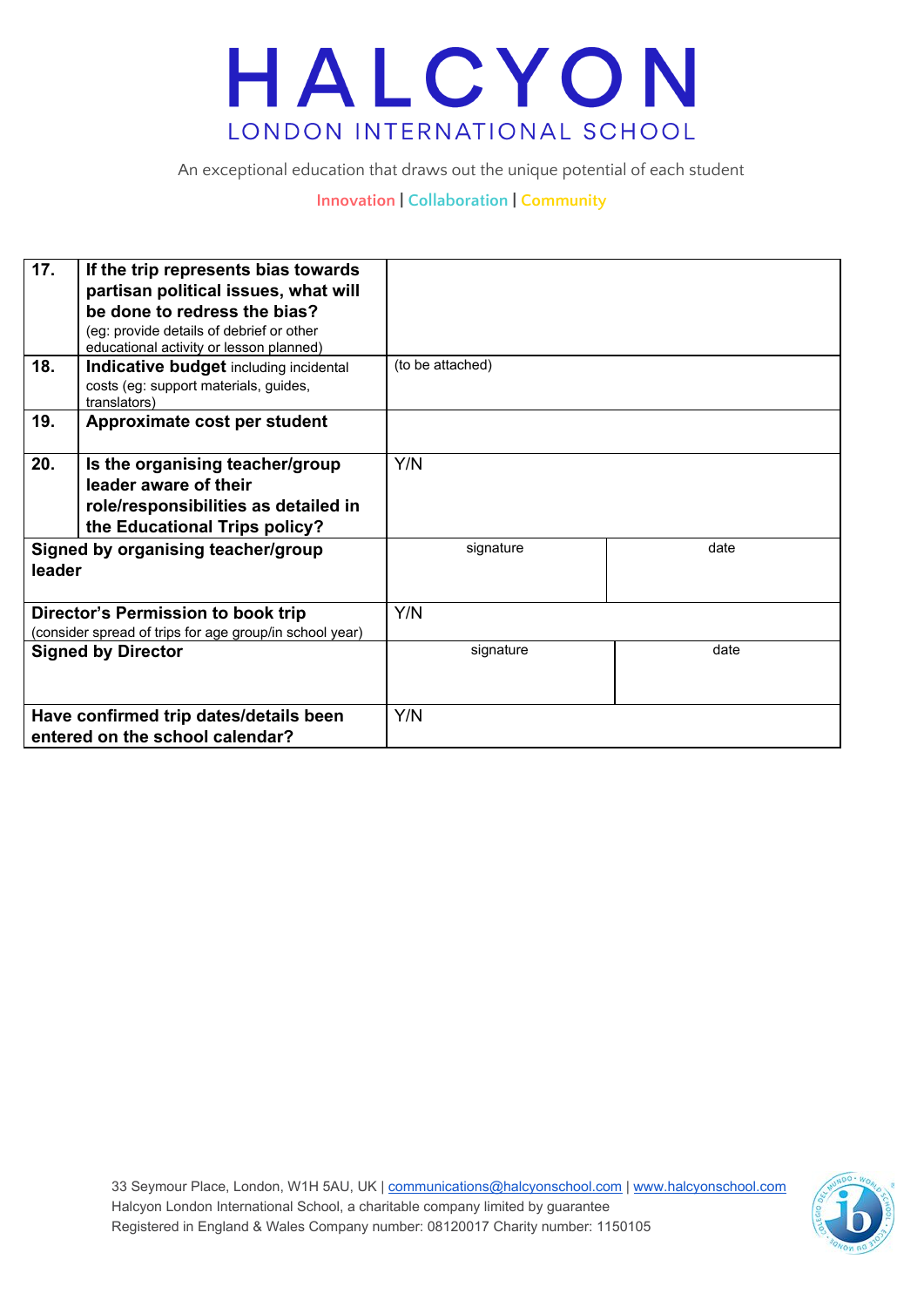| | | | |
|---|---|---|---|
| 17. | **If the trip represents bias towards partisan political issues, what will be done to redress the bias?** (eg: provide details of debrief or other educational activity or lesson planned) | | |
| 18. | **Indicative budget** including incidental costs (eg: support materials, guides, translators) | (to be attached) | |
| 19. | **Approximate cost per student** | | |
| 20. | **Is the organising teacher/group leader aware of their role/responsibilities as detailed in the Educational Trips policy?** | Y/N | |
| **Signed by organising teacher/group leader** | | signature | date |
| **Director's Permission to book trip** (consider spread of trips for age group/in school year) | | Y/N | |
| **Signed by Director** | | signature | date |
| **Have confirmed trip dates/details been entered on the school calendar?** | | Y/N | |

33 Seymour Place, London, W1H 5AU, UK | communications@halcyonschool.com | www.halcyonschool.com
Halcyon London International School, a charitable company limited by guarantee
Registered in England & Wales Company number: 08120017 Charity number: 1150105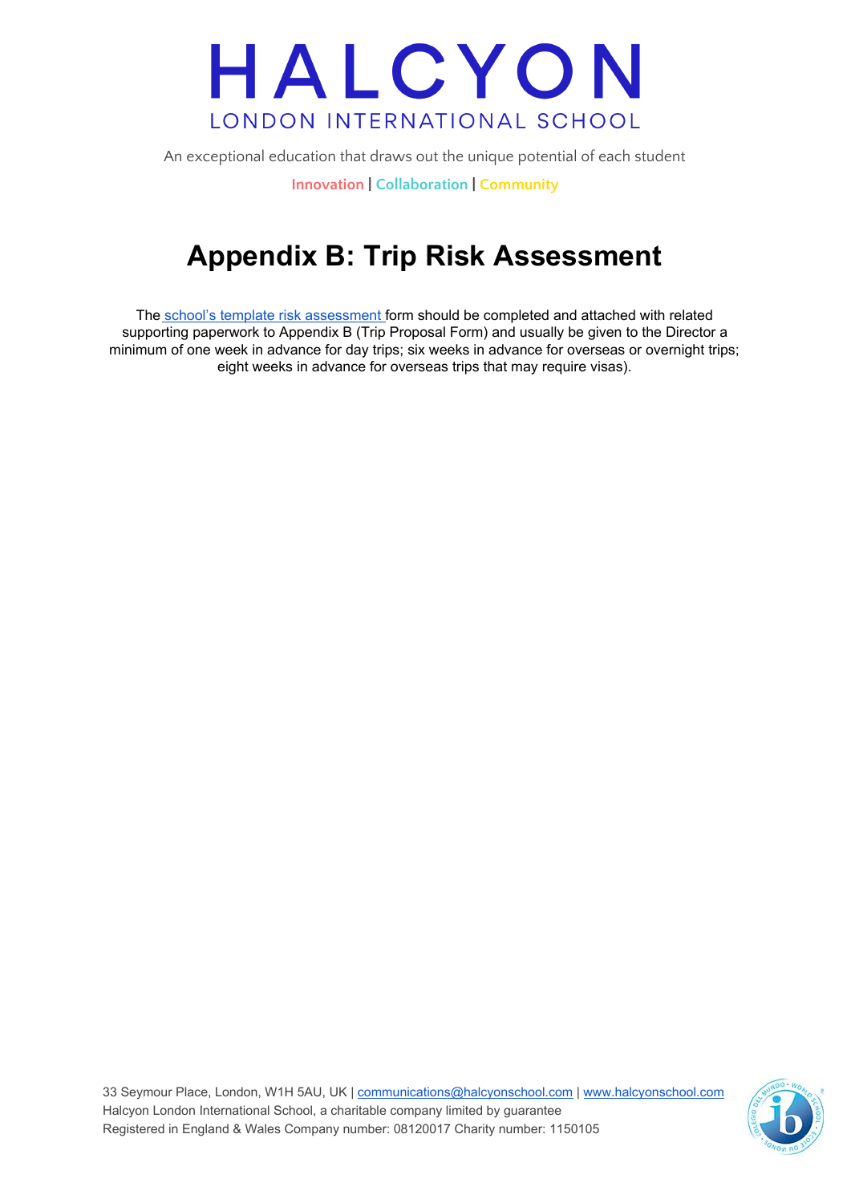# Appendix B: Trip Risk Assessment

The [school's template risk assessment](#) form should be completed and attached with related supporting paperwork to Appendix B (Trip Proposal Form) and usually be given to the Director a minimum of one week in advance for day trips; six weeks in advance for overseas or overnight trips; eight weeks in advance for overseas trips that may require visas).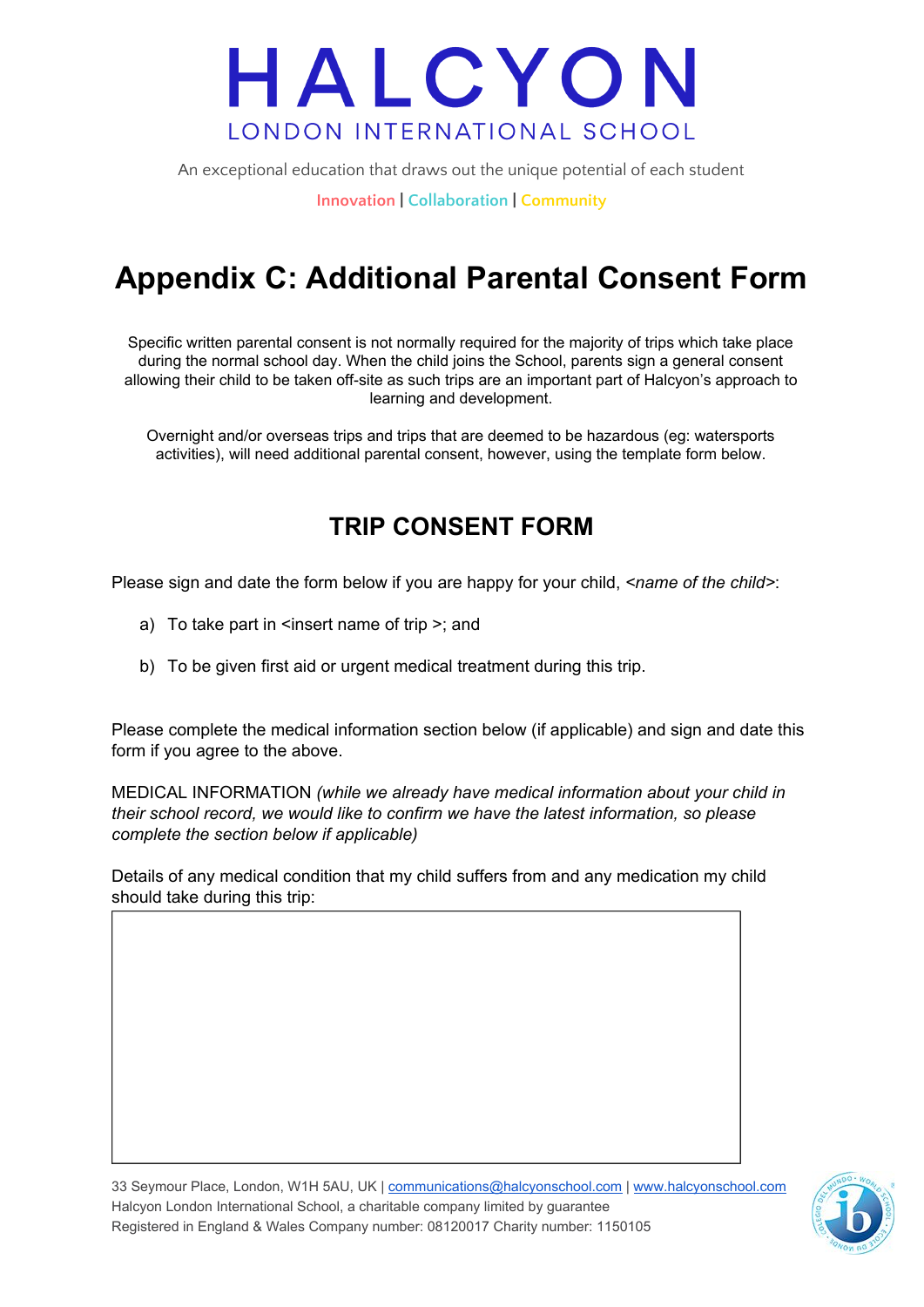# HALCYON

LONDON INTERNATIONAL SCHOOL

An exceptional education that draws out the unique potential of each student

Innovation | Collaboration | Community

# Appendix C: Additional Parental Consent Form

Specific written parental consent is not normally required for the majority of trips which take place during the normal school day. When the child joins the School, parents sign a general consent allowing their child to be taken off-site as such trips are an important part of Halcyon's approach to learning and development.

Overnight and/or overseas trips and trips that are deemed to be hazardous (eg: watersports activities), will need additional parental consent, however, using the template form below.

## TRIP CONSENT FORM

Please sign and date the form below if you are happy for your child, *<name of the child>*:

a) To take part in <insert name of trip >; and

b) To be given first aid or urgent medical treatment during this trip.

Please complete the medical information section below (if applicable) and sign and date this form if you agree to the above.

MEDICAL INFORMATION *(while we already have medical information about your child in their school record, we would like to confirm we have the latest information, so please complete the section below if applicable)*

Details of any medical condition that my child suffers from and any medication my child should take during this trip:

| |
|---|
| |

33 Seymour Place, London, W1H 5AU, UK | communications@halcyonschool.com | www.halcyonschool.com
Halcyon London International School, a charitable company limited by guarantee
Registered in England & Wales Company number: 08120017 Charity number: 1150105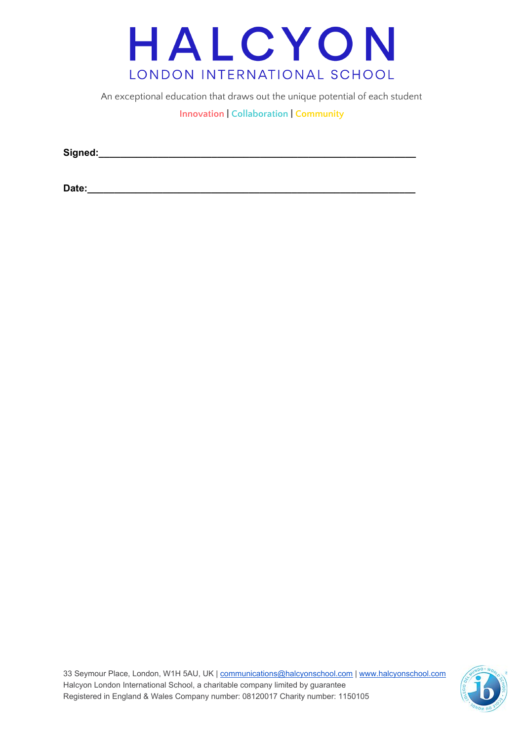**Signed:**_____________________________________________________________

**Date:**_______________________________________________________________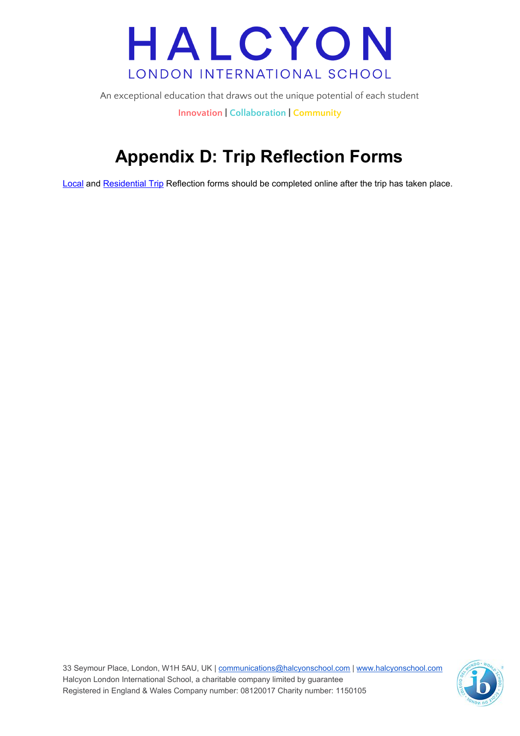# Appendix D: Trip Reflection Forms

Local and Residential Trip Reflection forms should be completed online after the trip has taken place.